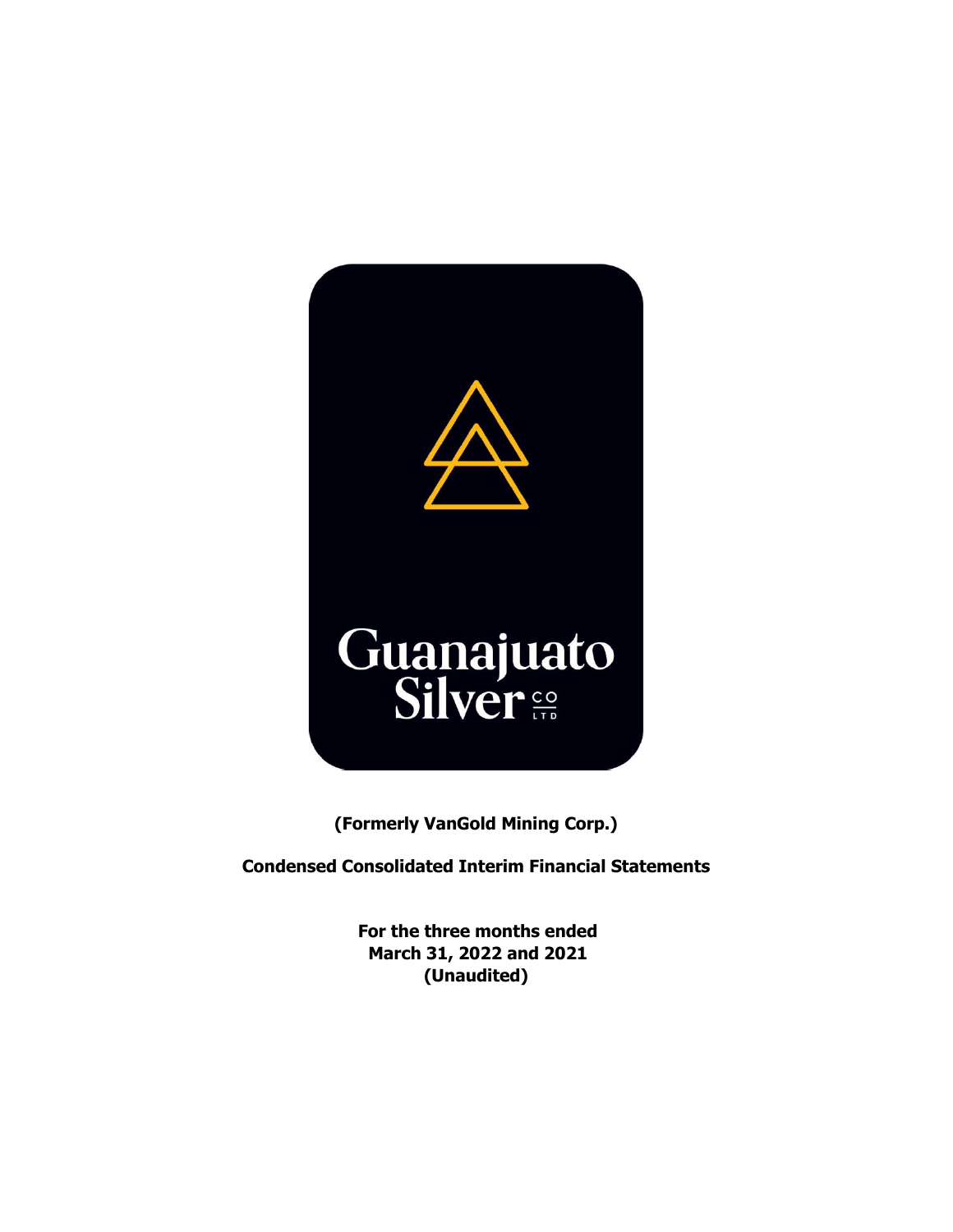Guanajuato Silver CO LTD

**(Formerly VanGold Mining Corp.)**

**Condensed Consolidated Interim Financial Statements**

**For the three months ended**
**March 31, 2022 and 2021**
**(Unaudited)**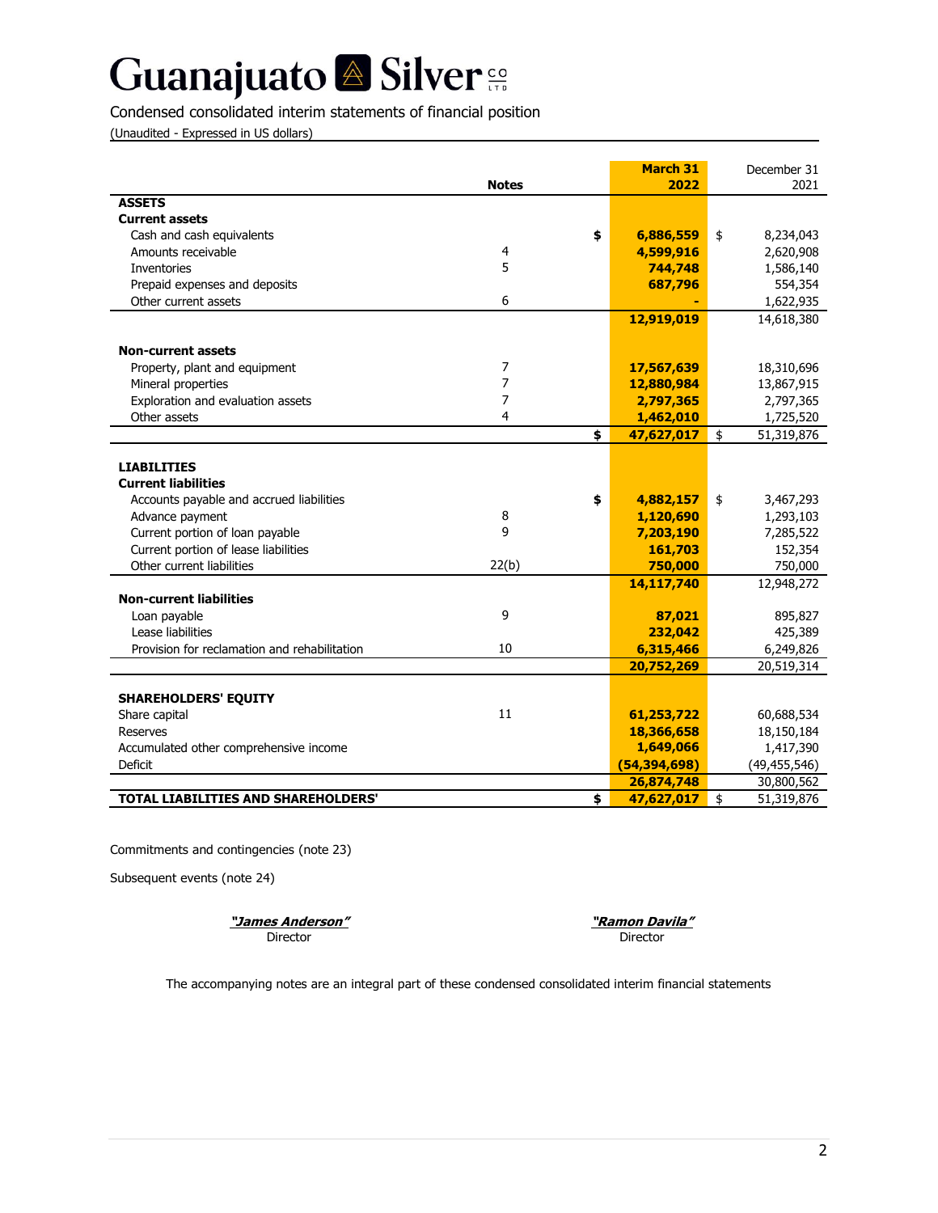# Guanajuato Silver CO LTD

Condensed consolidated interim statements of financial position

(Unaudited - Expressed in US dollars)

| | Notes | March 31 2022 | December 31 2021 |
|---|---|---|---|
| **ASSETS** | | | |
| **Current assets** | | | |
| Cash and cash equivalents | | $ **6,886,559** | $ 8,234,043 |
| Amounts receivable | 4 | **4,599,916** | 2,620,908 |
| Inventories | 5 | **744,748** | 1,586,140 |
| Prepaid expenses and deposits | | **687,796** | 554,354 |
| Other current assets | 6 | **-** | 1,622,935 |
| | | **12,919,019** | 14,618,380 |
| **Non-current assets** | | | |
| Property, plant and equipment | 7 | **17,567,639** | 18,310,696 |
| Mineral properties | 7 | **12,880,984** | 13,867,915 |
| Exploration and evaluation assets | 7 | **2,797,365** | 2,797,365 |
| Other assets | 4 | **1,462,010** | 1,725,520 |
| | | $ **47,627,017** | $ 51,319,876 |
| **LIABILITIES** | | | |
| **Current liabilities** | | | |
| Accounts payable and accrued liabilities | | $ **4,882,157** | $ 3,467,293 |
| Advance payment | 8 | **1,120,690** | 1,293,103 |
| Current portion of loan payable | 9 | **7,203,190** | 7,285,522 |
| Current portion of lease liabilities | | **161,703** | 152,354 |
| Other current liabilities | 22(b) | **750,000** | 750,000 |
| | | **14,117,740** | 12,948,272 |
| **Non-current liabilities** | | | |
| Loan payable | 9 | **87,021** | 895,827 |
| Lease liabilities | | **232,042** | 425,389 |
| Provision for reclamation and rehabilitation | 10 | **6,315,466** | 6,249,826 |
| | | **20,752,269** | 20,519,314 |
| **SHAREHOLDERS' EQUITY** | | | |
| Share capital | 11 | **61,253,722** | 60,688,534 |
| Reserves | | **18,366,658** | 18,150,184 |
| Accumulated other comprehensive income | | **1,649,066** | 1,417,390 |
| Deficit | | **(54,394,698)** | (49,455,546) |
| | | **26,874,748** | 30,800,562 |
| **TOTAL LIABILITIES AND SHAREHOLDERS'** | | $ **47,627,017** | $ 51,319,876 |

Commitments and contingencies (note 23)

Subsequent events (note 24)

***"James Anderson"***
Director

***"Ramon Davila"***
Director

The accompanying notes are an integral part of these condensed consolidated interim financial statements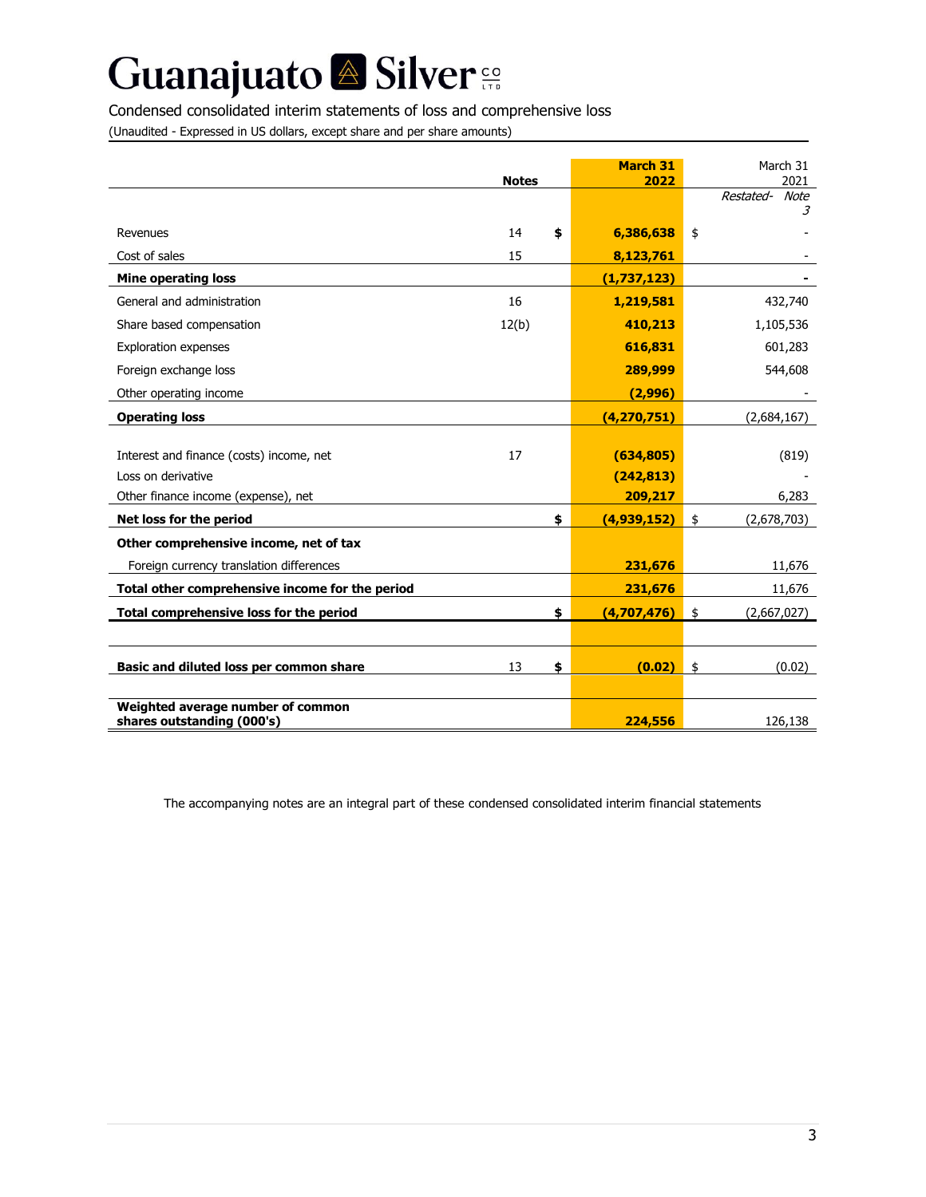# Guanajuato Silver CO LTD

Condensed consolidated interim statements of loss and comprehensive loss

(Unaudited - Expressed in US dollars, except share and per share amounts)

| | Notes | March 31 2022 | March 31 2021 *Restated- Note 3* |
|---|---|---|---|
| Revenues | 14 | $ 6,386,638 | $ - |
| Cost of sales | 15 | 8,123,761 | - |
| **Mine operating loss** | | **(1,737,123)** | **-** |
| General and administration | 16 | 1,219,581 | 432,740 |
| Share based compensation | 12(b) | 410,213 | 1,105,536 |
| Exploration expenses | | 616,831 | 601,283 |
| Foreign exchange loss | | 289,999 | 544,608 |
| Other operating income | | (2,996) | - |
| **Operating loss** | | **(4,270,751)** | **(2,684,167)** |
| Interest and finance (costs) income, net | 17 | (634,805) | (819) |
| Loss on derivative | | (242,813) | - |
| Other finance income (expense), net | | 209,217 | 6,283 |
| **Net loss for the period** | | **$ (4,939,152)** | **$ (2,678,703)** |
| **Other comprehensive income, net of tax** | | | |
| Foreign currency translation differences | | 231,676 | 11,676 |
| **Total other comprehensive income for the period** | | **231,676** | **11,676** |
| **Total comprehensive loss for the period** | | **$ (4,707,476)** | **$ (2,667,027)** |
| **Basic and diluted loss per common share** | 13 | **$ (0.02)** | **$ (0.02)** |
| **Weighted average number of common shares outstanding (000's)** | | **224,556** | **126,138** |

The accompanying notes are an integral part of these condensed consolidated interim financial statements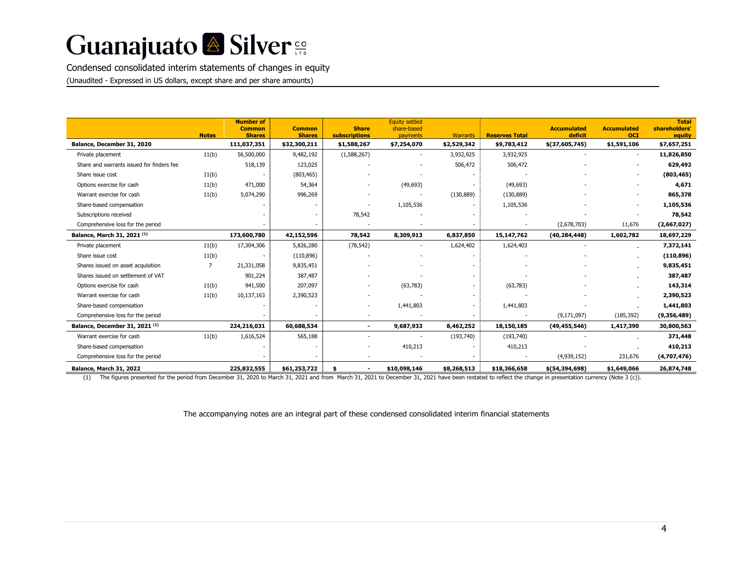# Guanajuato Silver CO LTD

Condensed consolidated interim statements of changes in equity

(Unaudited - Expressed in US dollars, except share and per share amounts)

| | Notes | Number of Common Shares | Common Shares | Share subscriptions | Equity settled share-based payments | Warrants | Reserves Total | Accumulated deficit | Accumulated OCI | Total shareholders' equity |
|---|---|---|---|---|---|---|---|---|---|---|
| **Balance, December 31, 2020** | | **111,037,351** | **$32,300,211** | **$1,588,267** | **$7,254,070** | **$2,529,342** | **$9,783,412** | **$(37,605,745)** | **$1,591,106** | **$7,657,251** |
| Private placement | 11(b) | 56,500,000 | 9,482,192 | (1,588,267) | - | 3,932,925 | 3,932,925 | - | - | **11,826,850** |
| Share and warrants issued for finders fee | | 518,139 | 123,025 | - | - | 506,472 | 506,472 | - | - | **629,492** |
| Share issue cost | 11(b) | - | (803,465) | - | - | - | - | - | - | **(803,465)** |
| Options exercise for cash | 11(b) | 471,000 | 54,364 | - | (49,693) | - | (49,693) | - | - | **4,671** |
| Warrant exercise for cash | 11(b) | 5,074,290 | 996,269 | - | - | (130,889) | (130,889) | - | - | **865,378** |
| Share-based compensation | | - | - | - | 1,105,536 | - | 1,105,536 | - | - | **1,105,536** |
| Subscriptions received | | - | - | 78,542 | - | - | - | - | - | **78,542** |
| Comprehensive loss for the period | | - | - | - | - | - | - | (2,678,703) | 11,676 | **(2,667,027)** |
| **Balance, March 31, 2021 (1)** | | **173,600,780** | **42,152,596** | **78,542** | **8,309,913** | **6,837,850** | **15,147,762** | **(40,284,448)** | **1,602,782** | **18,697,229** |
| Private placement | 11(b) | 17,304,306 | 5,826,280 | (78,542) | - | 1,624,402 | 1,624,403 | - | - | **7,372,141** |
| Share issue cost | 11(b) | - | (110,896) | - | - | - | - | - | - | **(110,896)** |
| Shares issued on asset acquisition | 7 | 21,331,058 | 9,835,451 | - | - | - | - | - | - | **9,835,451** |
| Shares issued on settlement of VAT | | 901,224 | 387,487 | - | - | - | - | - | - | **387,487** |
| Options exercise for cash | 11(b) | 941,500 | 207,097 | - | (63,783) | - | (63,783) | - | - | **143,314** |
| Warrant exercise for cash | 11(b) | 10,137,163 | 2,390,523 | - | - | - | - | - | - | **2,390,523** |
| Share-based compensation | | - | - | - | 1,441,803 | - | 1,441,803 | - | - | **1,441,803** |
| Comprehensive loss for the period | | - | - | - | - | - | - | (9,171,097) | (185,392) | **(9,356,489)** |
| **Balance, December 31, 2021 (1)** | | **224,216,031** | **60,688,534** | **-** | **9,687,933** | **8,462,252** | **18,150,185** | **(49,455,546)** | **1,417,390** | **30,800,563** |
| Warrant exercise for cash | 11(b) | 1,616,524 | 565,188 | - | - | (193,740) | (193,740) | - | - | **371,448** |
| Share-based compensation | | - | - | - | 410,213 | - | 410,213 | - | - | **410,213** |
| Comprehensive loss for the period | | - | - | - | - | - | - | (4,939,152) | 231,676 | **(4,707,476)** |
| **Balance, March 31, 2022** | | **225,832,555** | **$61,253,722** | **$ -** | **$10,098,146** | **$8,268,513** | **$18,366,658** | **$(54,394,698)** | **$1,649,066** | **26,874,748** |

(1) The figures presented for the period from December 31, 2020 to March 31, 2021 and from March 31, 2021 to December 31, 2021 have been restated to reflect the change in presentation currency (Note 3 (c)).

The accompanying notes are an integral part of these condensed consolidated interim financial statements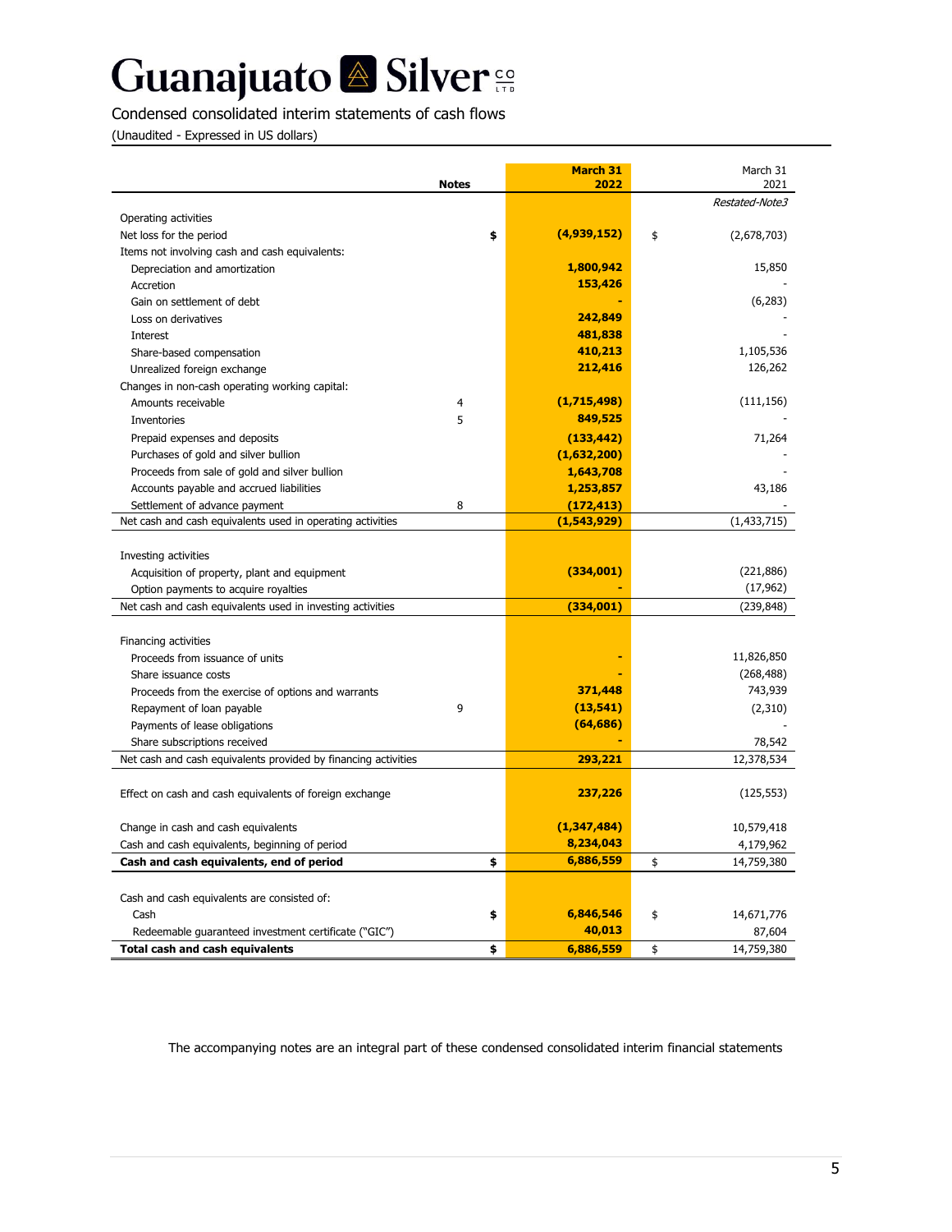# Guanajuato Silver CO LTD

Condensed consolidated interim statements of cash flows

(Unaudited - Expressed in US dollars)

| | Notes | | March 31 2022 | | March 31 2021 |
|---|---|---|---|---|---|
| | | | | | *Restated-Note3* |
| Operating activities | | | | | |
| Net loss for the period | | $ | (4,939,152) | $ | (2,678,703) |
| Items not involving cash and cash equivalents: | | | | | |
| Depreciation and amortization | | | 1,800,942 | | 15,850 |
| Accretion | | | 153,426 | | - |
| Gain on settlement of debt | | | - | | (6,283) |
| Loss on derivatives | | | 242,849 | | - |
| Interest | | | 481,838 | | - |
| Share-based compensation | | | 410,213 | | 1,105,536 |
| Unrealized foreign exchange | | | 212,416 | | 126,262 |
| Changes in non-cash operating working capital: | | | | | |
| Amounts receivable | 4 | | (1,715,498) | | (111,156) |
| Inventories | 5 | | 849,525 | | - |
| Prepaid expenses and deposits | | | (133,442) | | 71,264 |
| Purchases of gold and silver bullion | | | (1,632,200) | | - |
| Proceeds from sale of gold and silver bullion | | | 1,643,708 | | - |
| Accounts payable and accrued liabilities | | | 1,253,857 | | 43,186 |
| Settlement of advance payment | 8 | | (172,413) | | - |
| Net cash and cash equivalents used in operating activities | | | (1,543,929) | | (1,433,715) |
| | | | | | |
| Investing activities | | | | | |
| Acquisition of property, plant and equipment | | | (334,001) | | (221,886) |
| Option payments to acquire royalties | | | - | | (17,962) |
| Net cash and cash equivalents used in investing activities | | | (334,001) | | (239,848) |
| | | | | | |
| Financing activities | | | | | |
| Proceeds from issuance of units | | | - | | 11,826,850 |
| Share issuance costs | | | - | | (268,488) |
| Proceeds from the exercise of options and warrants | | | 371,448 | | 743,939 |
| Repayment of loan payable | 9 | | (13,541) | | (2,310) |
| Payments of lease obligations | | | (64,686) | | - |
| Share subscriptions received | | | - | | 78,542 |
| Net cash and cash equivalents provided by financing activities | | | 293,221 | | 12,378,534 |
| | | | | | |
| Effect on cash and cash equivalents of foreign exchange | | | 237,226 | | (125,553) |
| | | | | | |
| Change in cash and cash equivalents | | | (1,347,484) | | 10,579,418 |
| Cash and cash equivalents, beginning of period | | | 8,234,043 | | 4,179,962 |
| **Cash and cash equivalents, end of period** | | $ | 6,886,559 | $ | 14,759,380 |
| | | | | | |
| Cash and cash equivalents are consisted of: | | | | | |
| Cash | | $ | 6,846,546 | $ | 14,671,776 |
| Redeemable guaranteed investment certificate ("GIC") | | | 40,013 | | 87,604 |
| **Total cash and cash equivalents** | | $ | 6,886,559 | $ | 14,759,380 |

The accompanying notes are an integral part of these condensed consolidated interim financial statements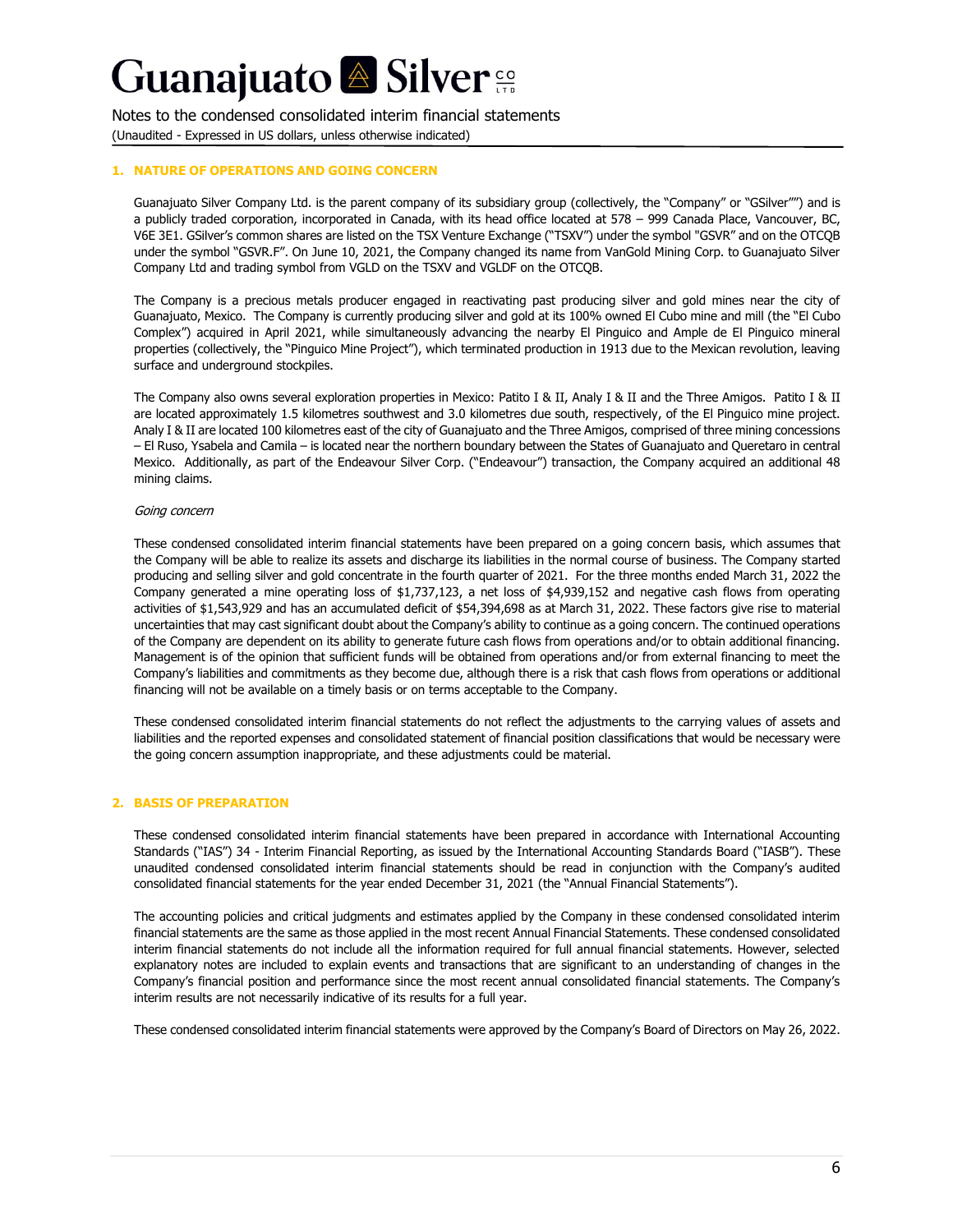## 1. NATURE OF OPERATIONS AND GOING CONCERN

Guanajuato Silver Company Ltd. is the parent company of its subsidiary group (collectively, the "Company" or "GSilver"") and is a publicly traded corporation, incorporated in Canada, with its head office located at 578 – 999 Canada Place, Vancouver, BC, V6E 3E1. GSilver's common shares are listed on the TSX Venture Exchange ("TSXV") under the symbol "GSVR" and on the OTCQB under the symbol "GSVR.F". On June 10, 2021, the Company changed its name from VanGold Mining Corp. to Guanajuato Silver Company Ltd and trading symbol from VGLD on the TSXV and VGLDF on the OTCQB.

The Company is a precious metals producer engaged in reactivating past producing silver and gold mines near the city of Guanajuato, Mexico. The Company is currently producing silver and gold at its 100% owned El Cubo mine and mill (the "El Cubo Complex") acquired in April 2021, while simultaneously advancing the nearby El Pinguico and Ample de El Pinguico mineral properties (collectively, the "Pinguico Mine Project"), which terminated production in 1913 due to the Mexican revolution, leaving surface and underground stockpiles.

The Company also owns several exploration properties in Mexico: Patito I & II, Analy I & II and the Three Amigos. Patito I & II are located approximately 1.5 kilometres southwest and 3.0 kilometres due south, respectively, of the El Pinguico mine project. Analy I & II are located 100 kilometres east of the city of Guanajuato and the Three Amigos, comprised of three mining concessions – El Ruso, Ysabela and Camila – is located near the northern boundary between the States of Guanajuato and Queretaro in central Mexico. Additionally, as part of the Endeavour Silver Corp. ("Endeavour") transaction, the Company acquired an additional 48 mining claims.

*Going concern*

These condensed consolidated interim financial statements have been prepared on a going concern basis, which assumes that the Company will be able to realize its assets and discharge its liabilities in the normal course of business. The Company started producing and selling silver and gold concentrate in the fourth quarter of 2021. For the three months ended March 31, 2022 the Company generated a mine operating loss of $1,737,123, a net loss of $4,939,152 and negative cash flows from operating activities of $1,543,929 and has an accumulated deficit of $54,394,698 as at March 31, 2022. These factors give rise to material uncertainties that may cast significant doubt about the Company's ability to continue as a going concern. The continued operations of the Company are dependent on its ability to generate future cash flows from operations and/or to obtain additional financing. Management is of the opinion that sufficient funds will be obtained from operations and/or from external financing to meet the Company's liabilities and commitments as they become due, although there is a risk that cash flows from operations or additional financing will not be available on a timely basis or on terms acceptable to the Company.

These condensed consolidated interim financial statements do not reflect the adjustments to the carrying values of assets and liabilities and the reported expenses and consolidated statement of financial position classifications that would be necessary were the going concern assumption inappropriate, and these adjustments could be material.

## 2. BASIS OF PREPARATION

These condensed consolidated interim financial statements have been prepared in accordance with International Accounting Standards ("IAS") 34 - Interim Financial Reporting, as issued by the International Accounting Standards Board ("IASB"). These unaudited condensed consolidated interim financial statements should be read in conjunction with the Company's audited consolidated financial statements for the year ended December 31, 2021 (the "Annual Financial Statements").

The accounting policies and critical judgments and estimates applied by the Company in these condensed consolidated interim financial statements are the same as those applied in the most recent Annual Financial Statements. These condensed consolidated interim financial statements do not include all the information required for full annual financial statements. However, selected explanatory notes are included to explain events and transactions that are significant to an understanding of changes in the Company's financial position and performance since the most recent annual consolidated financial statements. The Company's interim results are not necessarily indicative of its results for a full year.

These condensed consolidated interim financial statements were approved by the Company's Board of Directors on May 26, 2022.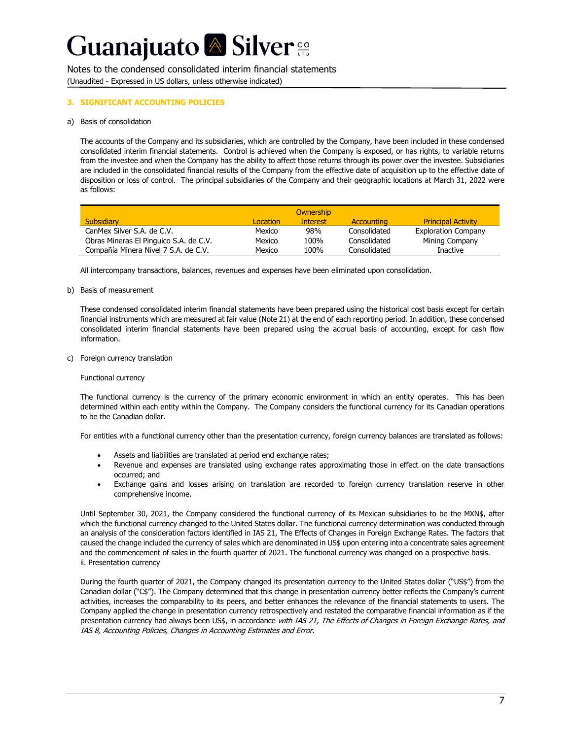## 3. SIGNIFICANT ACCOUNTING POLICIES

a) Basis of consolidation

The accounts of the Company and its subsidiaries, which are controlled by the Company, have been included in these condensed consolidated interim financial statements. Control is achieved when the Company is exposed, or has rights, to variable returns from the investee and when the Company has the ability to affect those returns through its power over the investee. Subsidiaries are included in the consolidated financial results of the Company from the effective date of acquisition up to the effective date of disposition or loss of control. The principal subsidiaries of the Company and their geographic locations at March 31, 2022 were as follows:

| Subsidiary | Location | Ownership Interest | Accounting | Principal Activity |
|---|---|---|---|---|
| CanMex Silver S.A. de C.V. | Mexico | 98% | Consolidated | Exploration Company |
| Obras Mineras El Pinguico S.A. de C.V. | Mexico | 100% | Consolidated | Mining Company |
| Compañía Minera Nivel 7 S.A. de C.V. | Mexico | 100% | Consolidated | Inactive |

All intercompany transactions, balances, revenues and expenses have been eliminated upon consolidation.

b) Basis of measurement

These condensed consolidated interim financial statements have been prepared using the historical cost basis except for certain financial instruments which are measured at fair value (Note 21) at the end of each reporting period. In addition, these condensed consolidated interim financial statements have been prepared using the accrual basis of accounting, except for cash flow information.

c) Foreign currency translation

Functional currency

The functional currency is the currency of the primary economic environment in which an entity operates. This has been determined within each entity within the Company. The Company considers the functional currency for its Canadian operations to be the Canadian dollar.

For entities with a functional currency other than the presentation currency, foreign currency balances are translated as follows:

- Assets and liabilities are translated at period end exchange rates;
- Revenue and expenses are translated using exchange rates approximating those in effect on the date transactions occurred; and
- Exchange gains and losses arising on translation are recorded to foreign currency translation reserve in other comprehensive income.

Until September 30, 2021, the Company considered the functional currency of its Mexican subsidiaries to be the MXN$, after which the functional currency changed to the United States dollar. The functional currency determination was conducted through an analysis of the consideration factors identified in IAS 21, The Effects of Changes in Foreign Exchange Rates. The factors that caused the change included the currency of sales which are denominated in US$ upon entering into a concentrate sales agreement and the commencement of sales in the fourth quarter of 2021. The functional currency was changed on a prospective basis.
ii. Presentation currency

During the fourth quarter of 2021, the Company changed its presentation currency to the United States dollar ("US$") from the Canadian dollar ("C$"). The Company determined that this change in presentation currency better reflects the Company's current activities, increases the comparability to its peers, and better enhances the relevance of the financial statements to users. The Company applied the change in presentation currency retrospectively and restated the comparative financial information as if the presentation currency had always been US$, in accordance *with IAS 21, The Effects of Changes in Foreign Exchange Rates, and IAS 8, Accounting Policies, Changes in Accounting Estimates and Error.*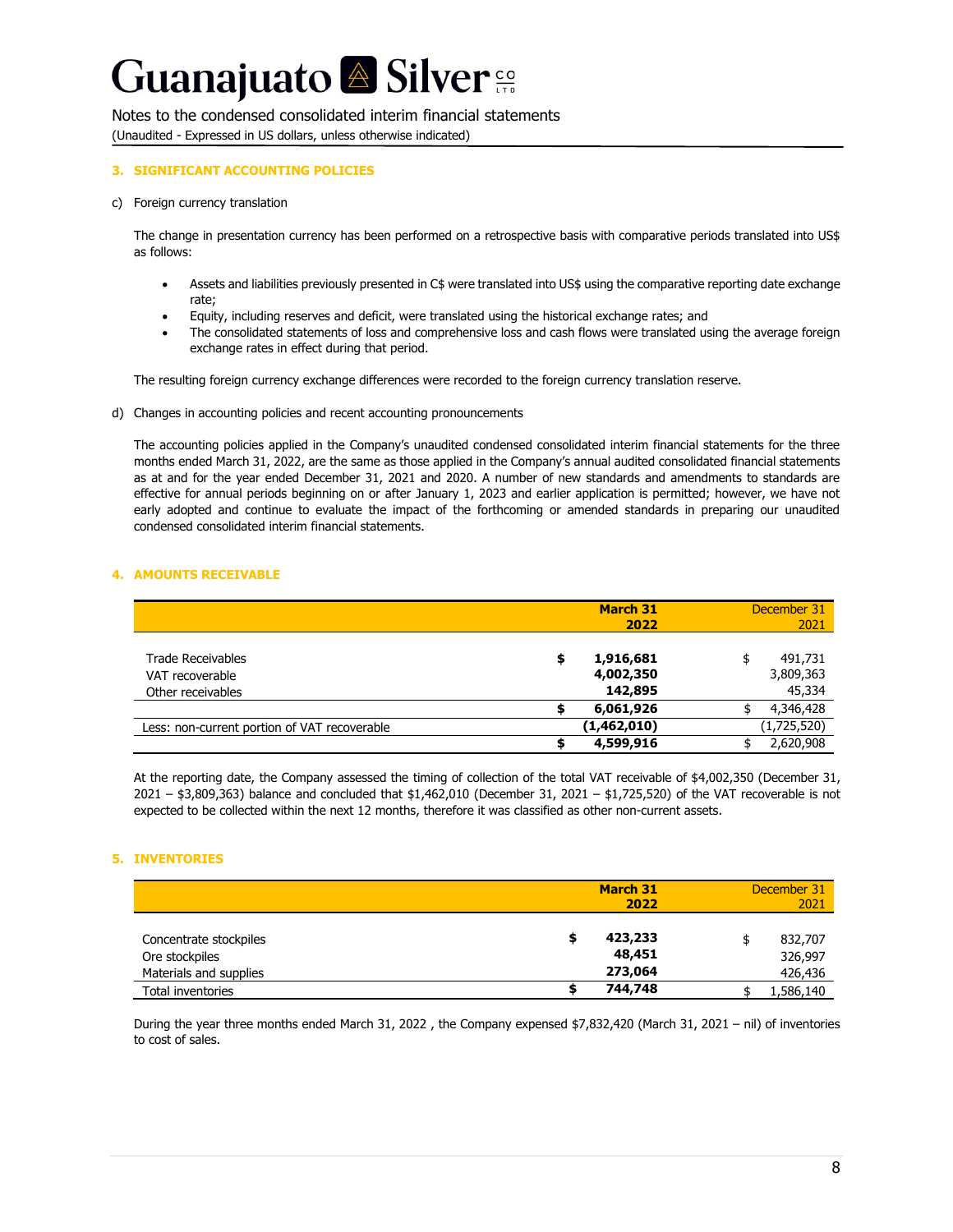## 3. SIGNIFICANT ACCOUNTING POLICIES

c) Foreign currency translation

The change in presentation currency has been performed on a retrospective basis with comparative periods translated into US$ as follows:

- Assets and liabilities previously presented in C$ were translated into US$ using the comparative reporting date exchange rate;
- Equity, including reserves and deficit, were translated using the historical exchange rates; and
- The consolidated statements of loss and comprehensive loss and cash flows were translated using the average foreign exchange rates in effect during that period.

The resulting foreign currency exchange differences were recorded to the foreign currency translation reserve.

d) Changes in accounting policies and recent accounting pronouncements

The accounting policies applied in the Company's unaudited condensed consolidated interim financial statements for the three months ended March 31, 2022, are the same as those applied in the Company's annual audited consolidated financial statements as at and for the year ended December 31, 2021 and 2020. A number of new standards and amendments to standards are effective for annual periods beginning on or after January 1, 2023 and earlier application is permitted; however, we have not early adopted and continue to evaluate the impact of the forthcoming or amended standards in preparing our unaudited condensed consolidated interim financial statements.

## 4. AMOUNTS RECEIVABLE

| | **March 31 2022** | December 31 2021 |
|---|---|---|
| Trade Receivables | **$ 1,916,681** | $ 491,731 |
| VAT recoverable | **4,002,350** | 3,809,363 |
| Other receivables | **142,895** | 45,334 |
| | **$ 6,061,926** | $ 4,346,428 |
| Less: non-current portion of VAT recoverable | **(1,462,010)** | (1,725,520) |
| | **$ 4,599,916** | $ 2,620,908 |

At the reporting date, the Company assessed the timing of collection of the total VAT receivable of $4,002,350 (December 31, 2021 – $3,809,363) balance and concluded that $1,462,010 (December 31, 2021 – $1,725,520) of the VAT recoverable is not expected to be collected within the next 12 months, therefore it was classified as other non-current assets.

## 5. INVENTORIES

| | **March 31 2022** | December 31 2021 |
|---|---|---|
| Concentrate stockpiles | **$ 423,233** | $ 832,707 |
| Ore stockpiles | **48,451** | 326,997 |
| Materials and supplies | **273,064** | 426,436 |
| Total inventories | **$ 744,748** | $ 1,586,140 |

During the year three months ended March 31, 2022 , the Company expensed $7,832,420 (March 31, 2021 – nil) of inventories to cost of sales.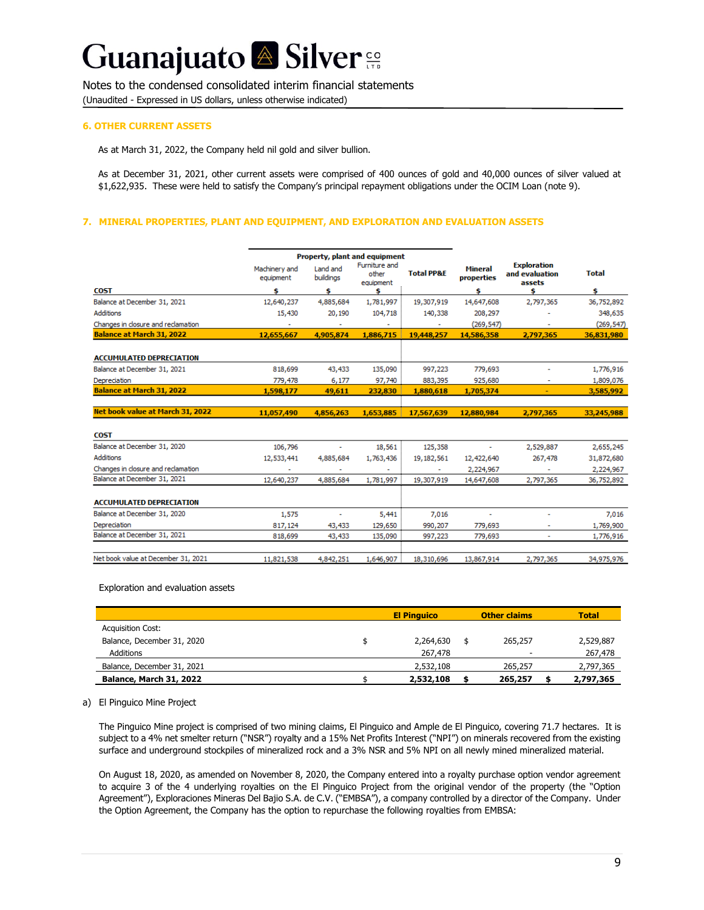Notes to the condensed consolidated interim financial statements
(Unaudited - Expressed in US dollars, unless otherwise indicated)

## 6. OTHER CURRENT ASSETS

As at March 31, 2022, the Company held nil gold and silver bullion.

As at December 31, 2021, other current assets were comprised of 400 ounces of gold and 40,000 ounces of silver valued at $1,622,935. These were held to satisfy the Company's principal repayment obligations under the OCIM Loan (note 9).

## 7. MINERAL PROPERTIES, PLANT AND EQUIPMENT, AND EXPLORATION AND EVALUATION ASSETS

| | Property, plant and equipment | | | | | | |
|---|---|---|---|---|---|---|---|
| | Machinery and equipment | Land and buildings | Furniture and other equipment | Total PP&E | Mineral properties | Exploration and evaluation assets | Total |
| **COST** | $ | $ | $ | | $ | $ | $ |
| Balance at December 31, 2021 | 12,640,237 | 4,885,684 | 1,781,997 | 19,307,919 | 14,647,608 | 2,797,365 | 36,752,892 |
| Additions | 15,430 | 20,190 | 104,718 | 140,338 | 208,297 | - | 348,635 |
| Changes in closure and reclamation | - | - | - | - | (269,547) | - | (269,547) |
| **Balance at March 31, 2022** | **12,655,667** | **4,905,874** | **1,886,715** | **19,448,257** | **14,586,358** | **2,797,365** | **36,831,980** |
| | | | | | | | |
| **ACCUMULATED DEPRECIATION** | | | | | | | |
| Balance at December 31, 2021 | 818,699 | 43,433 | 135,090 | 997,223 | 779,693 | - | 1,776,916 |
| Depreciation | 779,478 | 6,177 | 97,740 | 883,395 | 925,680 | - | 1,809,076 |
| **Balance at March 31, 2022** | **1,598,177** | **49,611** | **232,830** | **1,880,618** | **1,705,374** | **-** | **3,585,992** |
| | | | | | | | |
| **Net book value at March 31, 2022** | **11,057,490** | **4,856,263** | **1,653,885** | **17,567,639** | **12,880,984** | **2,797,365** | **33,245,988** |
| | | | | | | | |
| **COST** | | | | | | | |
| Balance at December 31, 2020 | 106,796 | - | 18,561 | 125,358 | - | 2,529,887 | 2,655,245 |
| Additions | 12,533,441 | 4,885,684 | 1,763,436 | 19,182,561 | 12,422,640 | 267,478 | 31,872,680 |
| Changes in closure and reclamation | - | - | - | - | 2,224,967 | - | 2,224,967 |
| Balance at December 31, 2021 | 12,640,237 | 4,885,684 | 1,781,997 | 19,307,919 | 14,647,608 | 2,797,365 | 36,752,892 |
| | | | | | | | |
| **ACCUMULATED DEPRECIATION** | | | | | | | |
| Balance at December 31, 2020 | 1,575 | - | 5,441 | 7,016 | - | - | 7,016 |
| Depreciation | 817,124 | 43,433 | 129,650 | 990,207 | 779,693 | - | 1,769,900 |
| Balance at December 31, 2021 | 818,699 | 43,433 | 135,090 | 997,223 | 779,693 | - | 1,776,916 |
| | | | | | | | |
| Net book value at December 31, 2021 | 11,821,538 | 4,842,251 | 1,646,907 | 18,310,696 | 13,867,914 | 2,797,365 | 34,975,976 |

Exploration and evaluation assets

| | El Pinguico | Other claims | Total |
|---|---|---|---|
| Acquisition Cost: | | | |
| Balance, December 31, 2020 | $ 2,264,630 | $ 265,257 | 2,529,887 |
| Additions | 267,478 | - | 267,478 |
| Balance, December 31, 2021 | 2,532,108 | 265,257 | 2,797,365 |
| **Balance, March 31, 2022** | **$ 2,532,108** | **$ 265,257** | **$ 2,797,365** |

a) El Pinguico Mine Project

The Pinguico Mine project is comprised of two mining claims, El Pinguico and Ample de El Pinguico, covering 71.7 hectares. It is subject to a 4% net smelter return ("NSR") royalty and a 15% Net Profits Interest ("NPI") on minerals recovered from the existing surface and underground stockpiles of mineralized rock and a 3% NSR and 5% NPI on all newly mined mineralized material.

On August 18, 2020, as amended on November 8, 2020, the Company entered into a royalty purchase option vendor agreement to acquire 3 of the 4 underlying royalties on the El Pinguico Project from the original vendor of the property (the "Option Agreement"), Exploraciones Mineras Del Bajio S.A. de C.V. ("EMBSA"), a company controlled by a director of the Company. Under the Option Agreement, the Company has the option to repurchase the following royalties from EMBSA: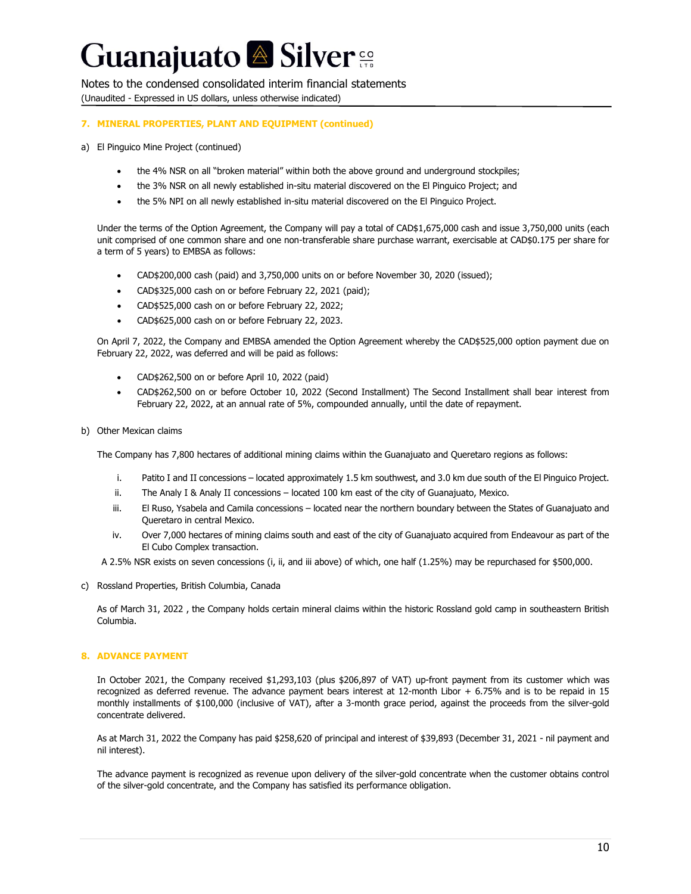## 7. MINERAL PROPERTIES, PLANT AND EQUIPMENT (continued)

a) El Pinguico Mine Project (continued)

- the 4% NSR on all "broken material" within both the above ground and underground stockpiles;
- the 3% NSR on all newly established in-situ material discovered on the El Pinguico Project; and
- the 5% NPI on all newly established in-situ material discovered on the El Pinguico Project.

Under the terms of the Option Agreement, the Company will pay a total of CAD$1,675,000 cash and issue 3,750,000 units (each unit comprised of one common share and one non-transferable share purchase warrant, exercisable at CAD$0.175 per share for a term of 5 years) to EMBSA as follows:

- CAD$200,000 cash (paid) and 3,750,000 units on or before November 30, 2020 (issued);
- CAD$325,000 cash on or before February 22, 2021 (paid);
- CAD$525,000 cash on or before February 22, 2022;
- CAD$625,000 cash on or before February 22, 2023.

On April 7, 2022, the Company and EMBSA amended the Option Agreement whereby the CAD$525,000 option payment due on February 22, 2022, was deferred and will be paid as follows:

- CAD$262,500 on or before April 10, 2022 (paid)
- CAD$262,500 on or before October 10, 2022 (Second Installment) The Second Installment shall bear interest from February 22, 2022, at an annual rate of 5%, compounded annually, until the date of repayment.

b) Other Mexican claims

The Company has 7,800 hectares of additional mining claims within the Guanajuato and Queretaro regions as follows:

i. Patito I and II concessions – located approximately 1.5 km southwest, and 3.0 km due south of the El Pinguico Project.
ii. The Analy I & Analy II concessions – located 100 km east of the city of Guanajuato, Mexico.
iii. El Ruso, Ysabela and Camila concessions – located near the northern boundary between the States of Guanajuato and Queretaro in central Mexico.
iv. Over 7,000 hectares of mining claims south and east of the city of Guanajuato acquired from Endeavour as part of the El Cubo Complex transaction.

A 2.5% NSR exists on seven concessions (i, ii, and iii above) of which, one half (1.25%) may be repurchased for $500,000.

c) Rossland Properties, British Columbia, Canada

As of March 31, 2022 , the Company holds certain mineral claims within the historic Rossland gold camp in southeastern British Columbia.

## 8. ADVANCE PAYMENT

In October 2021, the Company received $1,293,103 (plus $206,897 of VAT) up-front payment from its customer which was recognized as deferred revenue. The advance payment bears interest at 12-month Libor + 6.75% and is to be repaid in 15 monthly installments of $100,000 (inclusive of VAT), after a 3-month grace period, against the proceeds from the silver-gold concentrate delivered.

As at March 31, 2022 the Company has paid $258,620 of principal and interest of $39,893 (December 31, 2021 - nil payment and nil interest).

The advance payment is recognized as revenue upon delivery of the silver-gold concentrate when the customer obtains control of the silver-gold concentrate, and the Company has satisfied its performance obligation.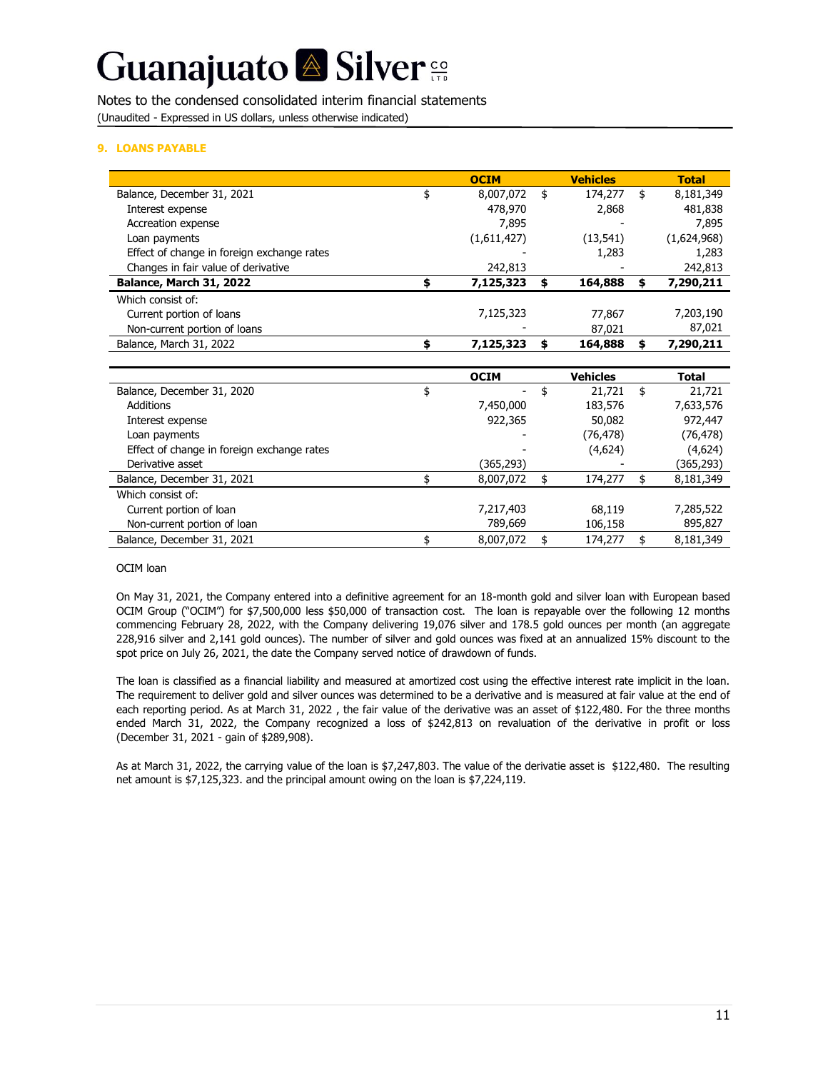Guanajuato Silver CO LTD

Notes to the condensed consolidated interim financial statements

(Unaudited - Expressed in US dollars, unless otherwise indicated)

## 9. LOANS PAYABLE

| | OCIM | Vehicles | Total |
|---|---|---|---|
| Balance, December 31, 2021 | $ 8,007,072 | $ 174,277 | $ 8,181,349 |
| Interest expense | 478,970 | 2,868 | 481,838 |
| Accreation expense | 7,895 | - | 7,895 |
| Loan payments | (1,611,427) | (13,541) | (1,624,968) |
| Effect of change in foreign exchange rates | - | 1,283 | 1,283 |
| Changes in fair value of derivative | 242,813 | - | 242,813 |
| **Balance, March 31, 2022** | **$ 7,125,323** | **$ 164,888** | **$ 7,290,211** |
| Which consist of: | | | |
| Current portion of loans | 7,125,323 | 77,867 | 7,203,190 |
| Non-current portion of loans | - | 87,021 | 87,021 |
| Balance, March 31, 2022 | **$ 7,125,323** | **$ 164,888** | **$ 7,290,211** |

| | OCIM | Vehicles | Total |
|---|---|---|---|
| Balance, December 31, 2020 | $ - | $ 21,721 | $ 21,721 |
| Additions | 7,450,000 | 183,576 | 7,633,576 |
| Interest expense | 922,365 | 50,082 | 972,447 |
| Loan payments | - | (76,478) | (76,478) |
| Effect of change in foreign exchange rates | - | (4,624) | (4,624) |
| Derivative asset | (365,293) | - | (365,293) |
| Balance, December 31, 2021 | $ 8,007,072 | $ 174,277 | $ 8,181,349 |
| Which consist of: | | | |
| Current portion of loan | 7,217,403 | 68,119 | 7,285,522 |
| Non-current portion of loan | 789,669 | 106,158 | 895,827 |
| Balance, December 31, 2021 | $ 8,007,072 | $ 174,277 | $ 8,181,349 |

OCIM loan

On May 31, 2021, the Company entered into a definitive agreement for an 18-month gold and silver loan with European based OCIM Group ("OCIM") for $7,500,000 less $50,000 of transaction cost. The loan is repayable over the following 12 months commencing February 28, 2022, with the Company delivering 19,076 silver and 178.5 gold ounces per month (an aggregate 228,916 silver and 2,141 gold ounces). The number of silver and gold ounces was fixed at an annualized 15% discount to the spot price on July 26, 2021, the date the Company served notice of drawdown of funds.

The loan is classified as a financial liability and measured at amortized cost using the effective interest rate implicit in the loan. The requirement to deliver gold and silver ounces was determined to be a derivative and is measured at fair value at the end of each reporting period. As at March 31, 2022 , the fair value of the derivative was an asset of $122,480. For the three months ended March 31, 2022, the Company recognized a loss of $242,813 on revaluation of the derivative in profit or loss (December 31, 2021 - gain of $289,908).

As at March 31, 2022, the carrying value of the loan is $7,247,803. The value of the derivatie asset is $122,480. The resulting net amount is $7,125,323. and the principal amount owing on the loan is $7,224,119.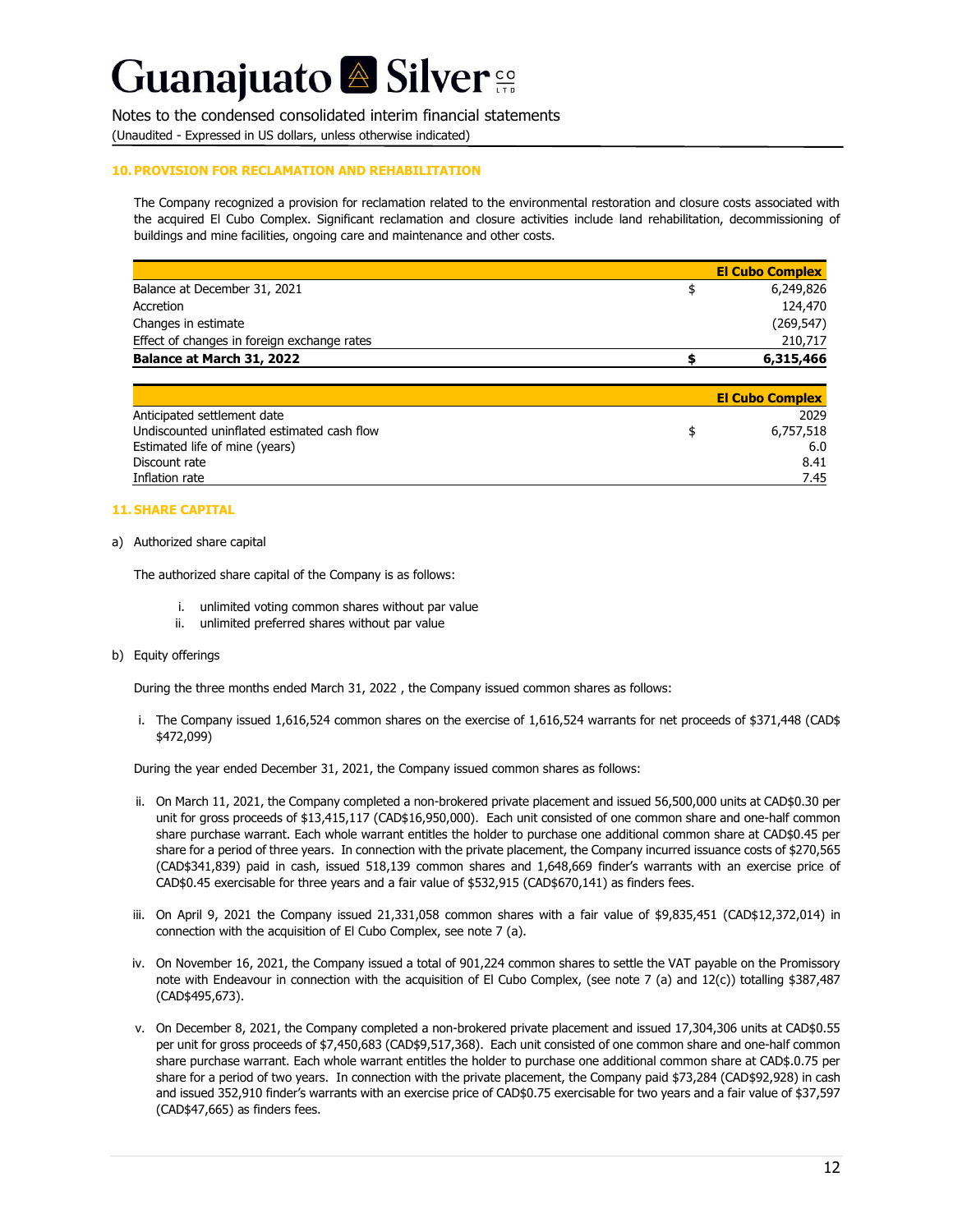## 10. PROVISION FOR RECLAMATION AND REHABILITATION

The Company recognized a provision for reclamation related to the environmental restoration and closure costs associated with the acquired El Cubo Complex. Significant reclamation and closure activities include land rehabilitation, decommissioning of buildings and mine facilities, ongoing care and maintenance and other costs.

| | | El Cubo Complex |
|---|---|---|
| Balance at December 31, 2021 | $ | 6,249,826 |
| Accretion | | 124,470 |
| Changes in estimate | | (269,547) |
| Effect of changes in foreign exchange rates | | 210,717 |
| **Balance at March 31, 2022** | **$** | **6,315,466** |

| | | El Cubo Complex |
|---|---|---|
| Anticipated settlement date | | 2029 |
| Undiscounted uninflated estimated cash flow | $ | 6,757,518 |
| Estimated life of mine (years) | | 6.0 |
| Discount rate | | 8.41 |
| Inflation rate | | 7.45 |

## 11. SHARE CAPITAL

a) Authorized share capital

The authorized share capital of the Company is as follows:

i. unlimited voting common shares without par value
ii. unlimited preferred shares without par value

b) Equity offerings

During the three months ended March 31, 2022 , the Company issued common shares as follows:

i. The Company issued 1,616,524 common shares on the exercise of 1,616,524 warrants for net proceeds of $371,448 (CAD$ $472,099)

During the year ended December 31, 2021, the Company issued common shares as follows:

ii. On March 11, 2021, the Company completed a non-brokered private placement and issued 56,500,000 units at CAD$0.30 per unit for gross proceeds of $13,415,117 (CAD$16,950,000). Each unit consisted of one common share and one-half common share purchase warrant. Each whole warrant entitles the holder to purchase one additional common share at CAD$0.45 per share for a period of three years. In connection with the private placement, the Company incurred issuance costs of $270,565 (CAD$341,839) paid in cash, issued 518,139 common shares and 1,648,669 finder's warrants with an exercise price of CAD$0.45 exercisable for three years and a fair value of $532,915 (CAD$670,141) as finders fees.

iii. On April 9, 2021 the Company issued 21,331,058 common shares with a fair value of $9,835,451 (CAD$12,372,014) in connection with the acquisition of El Cubo Complex, see note 7 (a).

iv. On November 16, 2021, the Company issued a total of 901,224 common shares to settle the VAT payable on the Promissory note with Endeavour in connection with the acquisition of El Cubo Complex, (see note 7 (a) and 12(c)) totalling $387,487 (CAD$495,673).

v. On December 8, 2021, the Company completed a non-brokered private placement and issued 17,304,306 units at CAD$0.55 per unit for gross proceeds of $7,450,683 (CAD$9,517,368). Each unit consisted of one common share and one-half common share purchase warrant. Each whole warrant entitles the holder to purchase one additional common share at CAD$.0.75 per share for a period of two years. In connection with the private placement, the Company paid $73,284 (CAD$92,928) in cash and issued 352,910 finder's warrants with an exercise price of CAD$0.75 exercisable for two years and a fair value of $37,597 (CAD$47,665) as finders fees.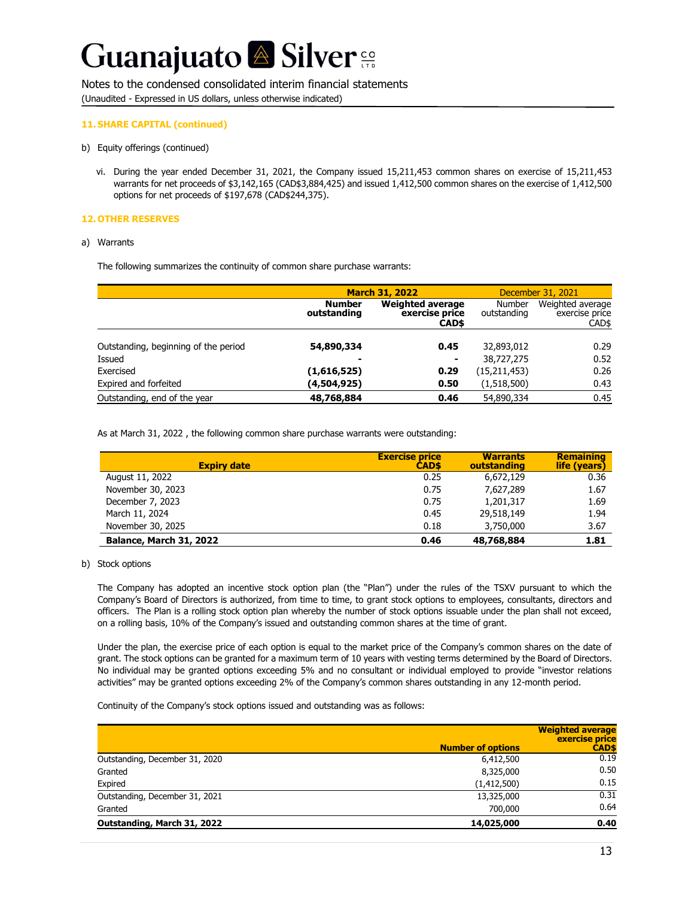## 11. SHARE CAPITAL (continued)

b) Equity offerings (continued)

vi. During the year ended December 31, 2021, the Company issued 15,211,453 common shares on exercise of 15,211,453 warrants for net proceeds of $3,142,165 (CAD$3,884,425) and issued 1,412,500 common shares on the exercise of 1,412,500 options for net proceeds of $197,678 (CAD$244,375).

## 12. OTHER RESERVES

a) Warrants

The following summarizes the continuity of common share purchase warrants:

| | March 31, 2022 | | December 31, 2021 | |
|---|---|---|---|---|
| | **Number outstanding** | **Weighted average exercise price CAD$** | Number outstanding | Weighted average exercise price CAD$ |
| Outstanding, beginning of the period | **54,890,334** | **0.45** | 32,893,012 | 0.29 |
| Issued | **-** | **-** | 38,727,275 | 0.52 |
| Exercised | **(1,616,525)** | **0.29** | (15,211,453) | 0.26 |
| Expired and forfeited | **(4,504,925)** | **0.50** | (1,518,500) | 0.43 |
| Outstanding, end of the year | **48,768,884** | **0.46** | 54,890,334 | 0.45 |

As at March 31, 2022 , the following common share purchase warrants were outstanding:

| Expiry date | Exercise price CAD$ | Warrants outstanding | Remaining life (years) |
|---|---|---|---|
| August 11, 2022 | 0.25 | 6,672,129 | 0.36 |
| November 30, 2023 | 0.75 | 7,627,289 | 1.67 |
| December 7, 2023 | 0.75 | 1,201,317 | 1.69 |
| March 11, 2024 | 0.45 | 29,518,149 | 1.94 |
| November 30, 2025 | 0.18 | 3,750,000 | 3.67 |
| **Balance, March 31, 2022** | **0.46** | **48,768,884** | **1.81** |

b) Stock options

The Company has adopted an incentive stock option plan (the "Plan") under the rules of the TSXV pursuant to which the Company's Board of Directors is authorized, from time to time, to grant stock options to employees, consultants, directors and officers. The Plan is a rolling stock option plan whereby the number of stock options issuable under the plan shall not exceed, on a rolling basis, 10% of the Company's issued and outstanding common shares at the time of grant.

Under the plan, the exercise price of each option is equal to the market price of the Company's common shares on the date of grant. The stock options can be granted for a maximum term of 10 years with vesting terms determined by the Board of Directors. No individual may be granted options exceeding 5% and no consultant or individual employed to provide "investor relations activities" may be granted options exceeding 2% of the Company's common shares outstanding in any 12-month period.

Continuity of the Company's stock options issued and outstanding was as follows:

| | Number of options | Weighted average exercise price CAD$ |
|---|---|---|
| Outstanding, December 31, 2020 | 6,412,500 | 0.19 |
| Granted | 8,325,000 | 0.50 |
| Expired | (1,412,500) | 0.15 |
| Outstanding, December 31, 2021 | 13,325,000 | 0.31 |
| Granted | 700,000 | 0.64 |
| **Outstanding, March 31, 2022** | **14,025,000** | **0.40** |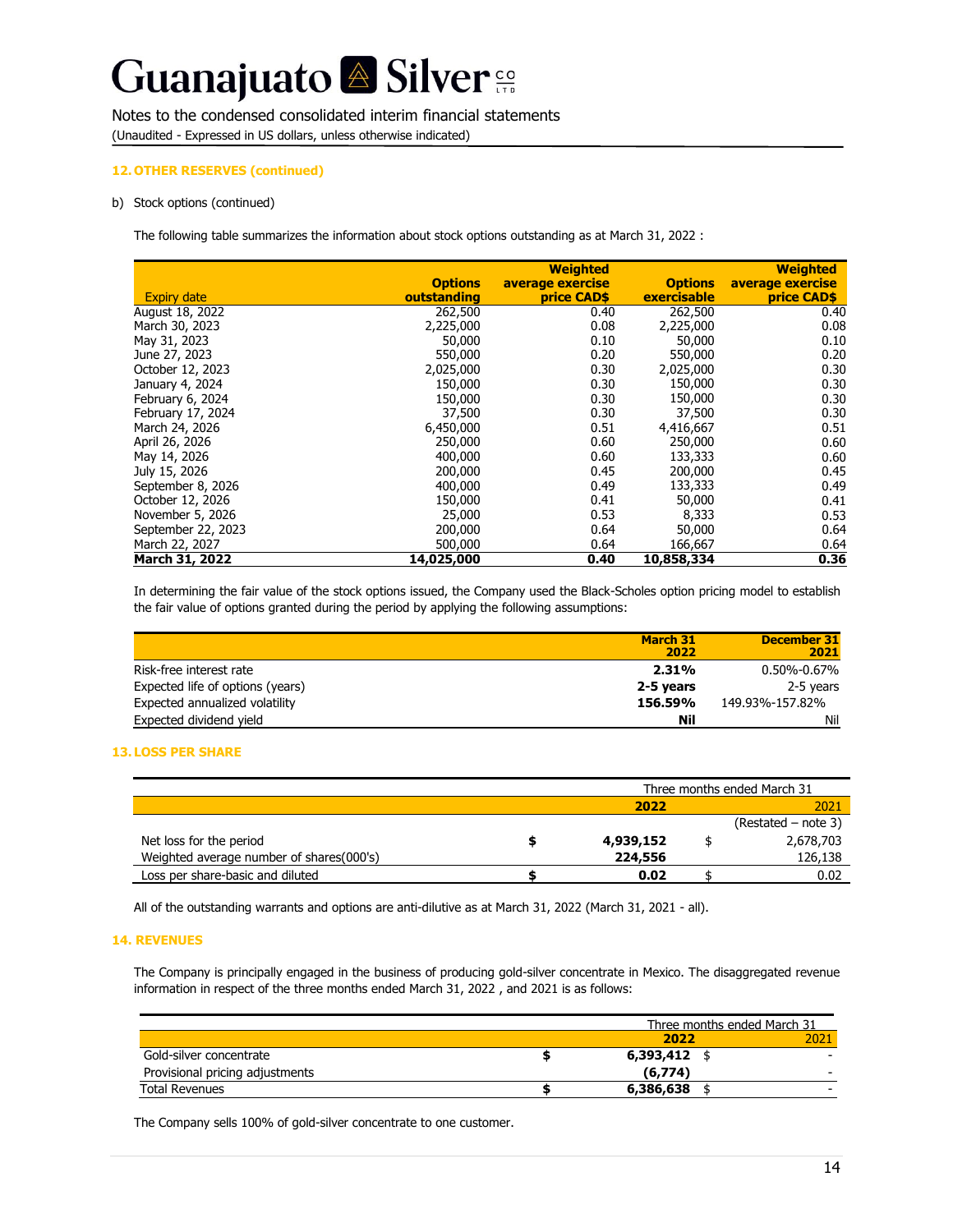## 12. OTHER RESERVES (continued)

b) Stock options (continued)

The following table summarizes the information about stock options outstanding as at March 31, 2022 :

| Expiry date | Options outstanding | Weighted average exercise price CAD$ | Options exercisable | Weighted average exercise price CAD$ |
|---|---|---|---|---|
| August 18, 2022 | 262,500 | 0.40 | 262,500 | 0.40 |
| March 30, 2023 | 2,225,000 | 0.08 | 2,225,000 | 0.08 |
| May 31, 2023 | 50,000 | 0.10 | 50,000 | 0.10 |
| June 27, 2023 | 550,000 | 0.20 | 550,000 | 0.20 |
| October 12, 2023 | 2,025,000 | 0.30 | 2,025,000 | 0.30 |
| January 4, 2024 | 150,000 | 0.30 | 150,000 | 0.30 |
| February 6, 2024 | 150,000 | 0.30 | 150,000 | 0.30 |
| February 17, 2024 | 37,500 | 0.30 | 37,500 | 0.30 |
| March 24, 2026 | 6,450,000 | 0.51 | 4,416,667 | 0.51 |
| April 26, 2026 | 250,000 | 0.60 | 250,000 | 0.60 |
| May 14, 2026 | 400,000 | 0.60 | 133,333 | 0.60 |
| July 15, 2026 | 200,000 | 0.45 | 200,000 | 0.45 |
| September 8, 2026 | 400,000 | 0.49 | 133,333 | 0.49 |
| October 12, 2026 | 150,000 | 0.41 | 50,000 | 0.41 |
| November 5, 2026 | 25,000 | 0.53 | 8,333 | 0.53 |
| September 22, 2023 | 200,000 | 0.64 | 50,000 | 0.64 |
| March 22, 2027 | 500,000 | 0.64 | 166,667 | 0.64 |
| **March 31, 2022** | **14,025,000** | **0.40** | **10,858,334** | **0.36** |

In determining the fair value of the stock options issued, the Company used the Black-Scholes option pricing model to establish the fair value of options granted during the period by applying the following assumptions:

| | March 31 2022 | December 31 2021 |
|---|---|---|
| Risk-free interest rate | **2.31%** | 0.50%-0.67% |
| Expected life of options (years) | **2-5 years** | 2-5 years |
| Expected annualized volatility | **156.59%** | 149.93%-157.82% |
| Expected dividend yield | **Nil** | Nil |

## 13. LOSS PER SHARE

| | Three months ended March 31 | |
|---|---|---|
| | **2022** | 2021 |
| | | (Restated – note 3) |
| Net loss for the period | **$ 4,939,152** | $ 2,678,703 |
| Weighted average number of shares(000's) | **224,556** | 126,138 |
| Loss per share-basic and diluted | **$ 0.02** | $ 0.02 |

All of the outstanding warrants and options are anti-dilutive as at March 31, 2022 (March 31, 2021 - all).

## 14. REVENUES

The Company is principally engaged in the business of producing gold-silver concentrate in Mexico. The disaggregated revenue information in respect of the three months ended March 31, 2022 , and 2021 is as follows:

| | Three months ended March 31 | |
|---|---|---|
| | **2022** | 2021 |
| Gold-silver concentrate | **$ 6,393,412** | $ - |
| Provisional pricing adjustments | **(6,774)** | - |
| Total Revenues | **$ 6,386,638** | $ - |

The Company sells 100% of gold-silver concentrate to one customer.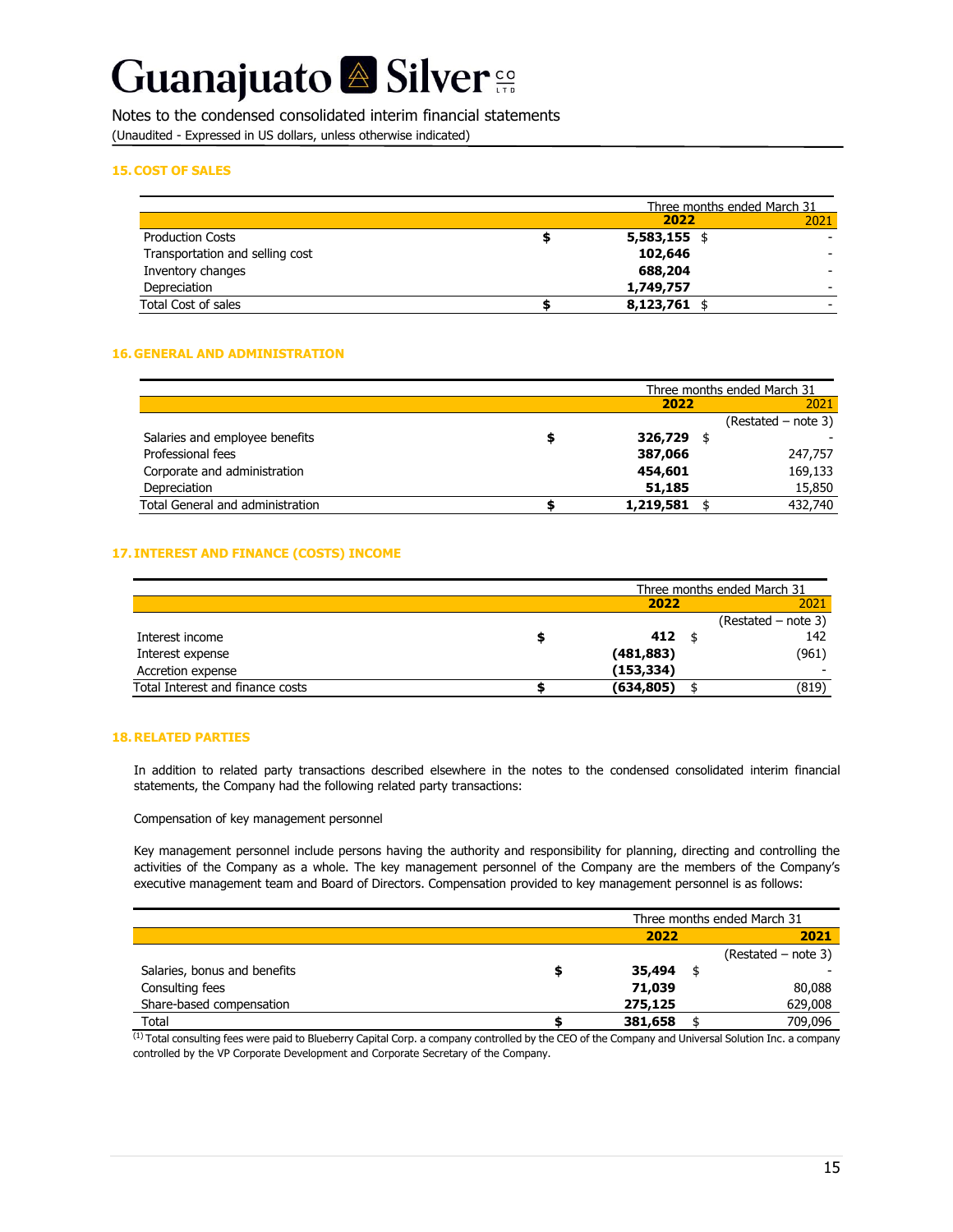Notes to the condensed consolidated interim financial statements

(Unaudited - Expressed in US dollars, unless otherwise indicated)

## 15. COST OF SALES

| | Three months ended March 31 | |
|---|---|---|
| | **2022** | 2021 |
| Production Costs | **$ 5,583,155** | $ - |
| Transportation and selling cost | **102,646** | - |
| Inventory changes | **688,204** | - |
| Depreciation | **1,749,757** | - |
| Total Cost of sales | **$ 8,123,761** | $ - |

## 16. GENERAL AND ADMINISTRATION

| | Three months ended March 31 | |
|---|---|---|
| | **2022** | 2021 |
| | | (Restated – note 3) |
| Salaries and employee benefits | **$ 326,729** | $ - |
| Professional fees | **387,066** | 247,757 |
| Corporate and administration | **454,601** | 169,133 |
| Depreciation | **51,185** | 15,850 |
| Total General and administration | **$ 1,219,581** | $ 432,740 |

## 17. INTEREST AND FINANCE (COSTS) INCOME

| | Three months ended March 31 | |
|---|---|---|
| | **2022** | 2021 |
| | | (Restated – note 3) |
| Interest income | **$ 412** | $ 142 |
| Interest expense | **(481,883)** | (961) |
| Accretion expense | **(153,334)** | - |
| Total Interest and finance costs | **$ (634,805)** | $ (819) |

## 18. RELATED PARTIES

In addition to related party transactions described elsewhere in the notes to the condensed consolidated interim financial statements, the Company had the following related party transactions:

Compensation of key management personnel

Key management personnel include persons having the authority and responsibility for planning, directing and controlling the activities of the Company as a whole. The key management personnel of the Company are the members of the Company's executive management team and Board of Directors. Compensation provided to key management personnel is as follows:

| | Three months ended March 31 | |
|---|---|---|
| | **2022** | **2021** |
| | | (Restated – note 3) |
| Salaries, bonus and benefits | **$ 35,494** | $ - |
| Consulting fees | **71,039** | 80,088 |
| Share-based compensation | **275,125** | 629,008 |
| Total | **$ 381,658** | $ 709,096 |

[1] Total consulting fees were paid to Blueberry Capital Corp. a company controlled by the CEO of the Company and Universal Solution Inc. a company controlled by the VP Corporate Development and Corporate Secretary of the Company.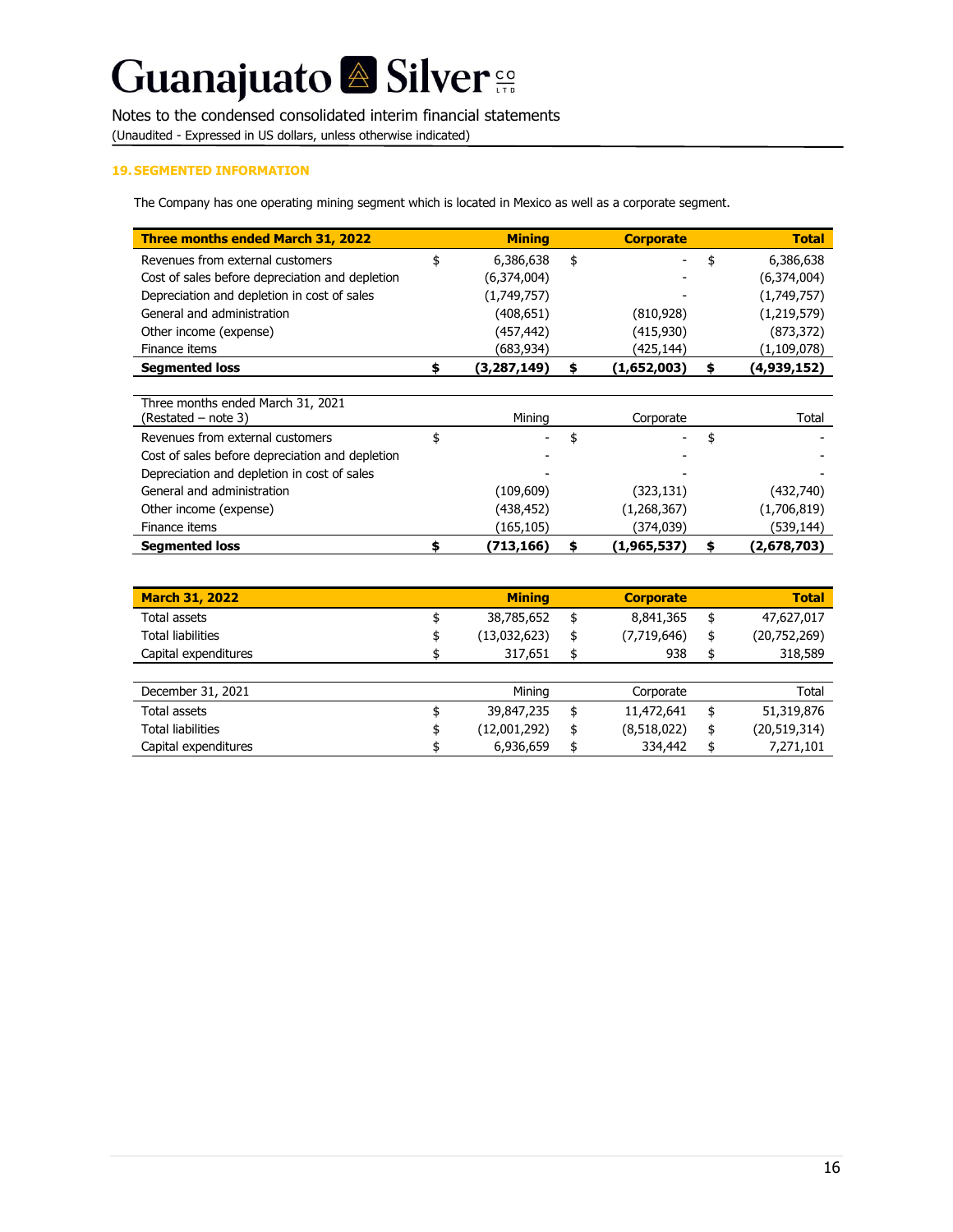## 19. SEGMENTED INFORMATION

The Company has one operating mining segment which is located in Mexico as well as a corporate segment.

| **Three months ended March 31, 2022** | | **Mining** | | **Corporate** | | **Total** |
|---|---|---|---|---|---|---|
| Revenues from external customers | $ | 6,386,638 | $ | - | $ | 6,386,638 |
| Cost of sales before depreciation and depletion | | (6,374,004) | | - | | (6,374,004) |
| Depreciation and depletion in cost of sales | | (1,749,757) | | - | | (1,749,757) |
| General and administration | | (408,651) | | (810,928) | | (1,219,579) |
| Other income (expense) | | (457,442) | | (415,930) | | (873,372) |
| Finance items | | (683,934) | | (425,144) | | (1,109,078) |
| **Segmented loss** | **$** | **(3,287,149)** | **$** | **(1,652,003)** | **$** | **(4,939,152)** |

| Three months ended March 31, 2021 (Restated – note 3) | | Mining | | Corporate | | Total |
|---|---|---|---|---|---|---|
| Revenues from external customers | $ | - | $ | - | $ | - |
| Cost of sales before depreciation and depletion | | - | | - | | - |
| Depreciation and depletion in cost of sales | | - | | - | | - |
| General and administration | | (109,609) | | (323,131) | | (432,740) |
| Other income (expense) | | (438,452) | | (1,268,367) | | (1,706,819) |
| Finance items | | (165,105) | | (374,039) | | (539,144) |
| **Segmented loss** | **$** | **(713,166)** | **$** | **(1,965,537)** | **$** | **(2,678,703)** |

| **March 31, 2022** | | **Mining** | | **Corporate** | | **Total** |
|---|---|---|---|---|---|---|
| Total assets | $ | 38,785,652 | $ | 8,841,365 | $ | 47,627,017 |
| Total liabilities | $ | (13,032,623) | $ | (7,719,646) | $ | (20,752,269) |
| Capital expenditures | $ | 317,651 | $ | 938 | $ | 318,589 |

| December 31, 2021 | | Mining | | Corporate | | Total |
|---|---|---|---|---|---|---|
| Total assets | $ | 39,847,235 | $ | 11,472,641 | $ | 51,319,876 |
| Total liabilities | $ | (12,001,292) | $ | (8,518,022) | $ | (20,519,314) |
| Capital expenditures | $ | 6,936,659 | $ | 334,442 | $ | 7,271,101 |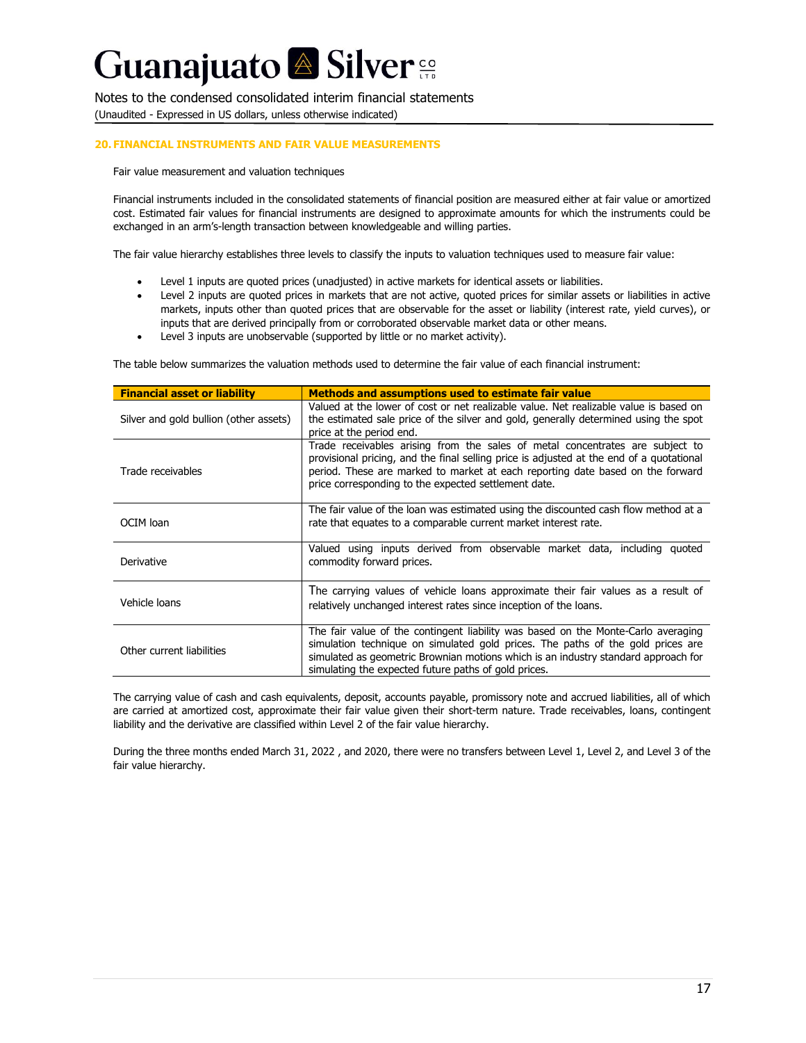## 20. FINANCIAL INSTRUMENTS AND FAIR VALUE MEASUREMENTS

Fair value measurement and valuation techniques

Financial instruments included in the consolidated statements of financial position are measured either at fair value or amortized cost. Estimated fair values for financial instruments are designed to approximate amounts for which the instruments could be exchanged in an arm's-length transaction between knowledgeable and willing parties.

The fair value hierarchy establishes three levels to classify the inputs to valuation techniques used to measure fair value:

- Level 1 inputs are quoted prices (unadjusted) in active markets for identical assets or liabilities.
- Level 2 inputs are quoted prices in markets that are not active, quoted prices for similar assets or liabilities in active markets, inputs other than quoted prices that are observable for the asset or liability (interest rate, yield curves), or inputs that are derived principally from or corroborated observable market data or other means.
- Level 3 inputs are unobservable (supported by little or no market activity).

The table below summarizes the valuation methods used to determine the fair value of each financial instrument:

| Financial asset or liability | Methods and assumptions used to estimate fair value |
|---|---|
| Silver and gold bullion (other assets) | Valued at the lower of cost or net realizable value. Net realizable value is based on the estimated sale price of the silver and gold, generally determined using the spot price at the period end. |
| Trade receivables | Trade receivables arising from the sales of metal concentrates are subject to provisional pricing, and the final selling price is adjusted at the end of a quotational period. These are marked to market at each reporting date based on the forward price corresponding to the expected settlement date. |
| OCIM loan | The fair value of the loan was estimated using the discounted cash flow method at a rate that equates to a comparable current market interest rate. |
| Derivative | Valued using inputs derived from observable market data, including quoted commodity forward prices. |
| Vehicle loans | The carrying values of vehicle loans approximate their fair values as a result of relatively unchanged interest rates since inception of the loans. |
| Other current liabilities | The fair value of the contingent liability was based on the Monte-Carlo averaging simulation technique on simulated gold prices. The paths of the gold prices are simulated as geometric Brownian motions which is an industry standard approach for simulating the expected future paths of gold prices. |

The carrying value of cash and cash equivalents, deposit, accounts payable, promissory note and accrued liabilities, all of which are carried at amortized cost, approximate their fair value given their short-term nature. Trade receivables, loans, contingent liability and the derivative are classified within Level 2 of the fair value hierarchy.

During the three months ended March 31, 2022 , and 2020, there were no transfers between Level 1, Level 2, and Level 3 of the fair value hierarchy.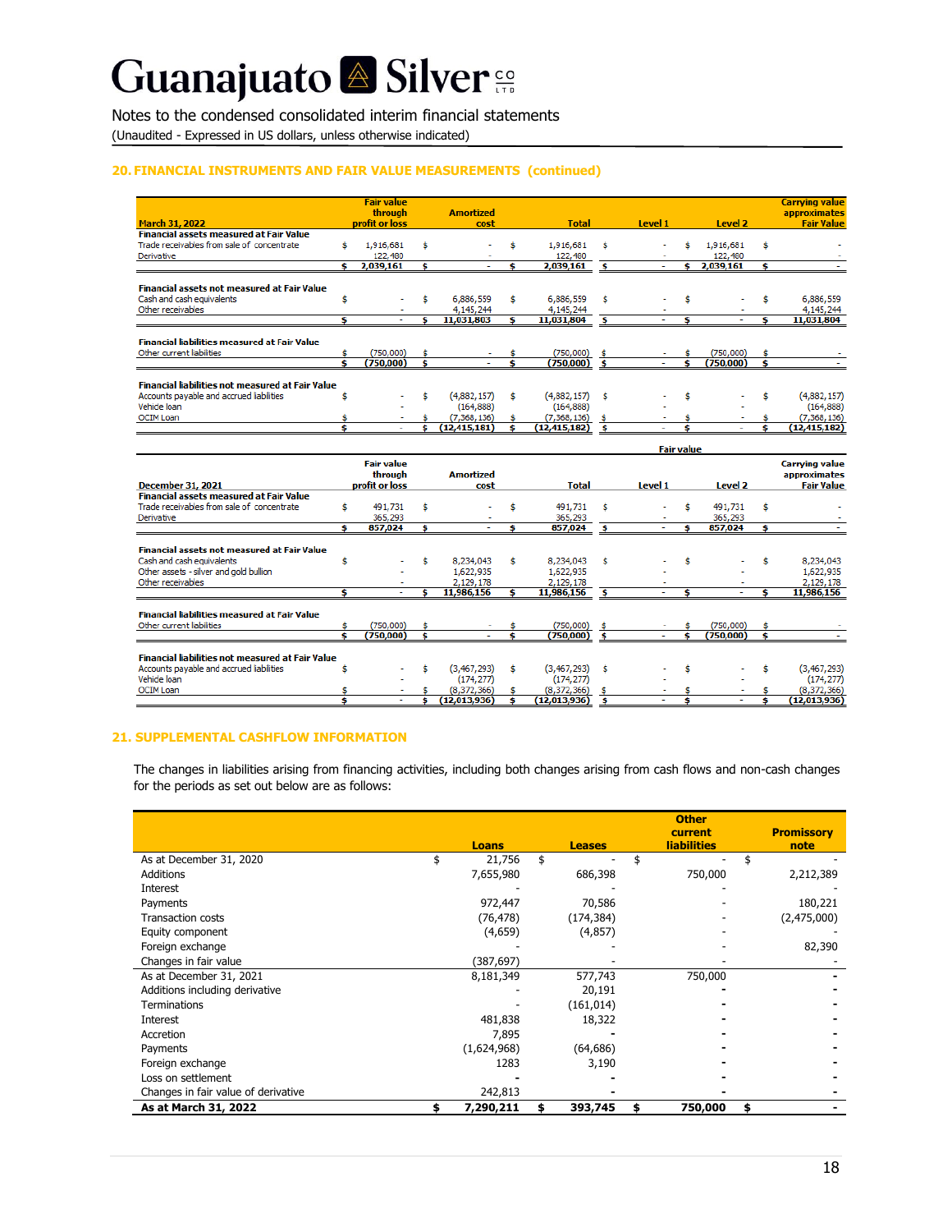## 20. FINANCIAL INSTRUMENTS AND FAIR VALUE MEASUREMENTS (continued)

| March 31, 2022 | Fair value through profit or loss | Amortized cost | Total | Level 1 | Level 2 | Carrying value approximates Fair Value |
|---|---|---|---|---|---|---|
| **Financial assets measured at Fair Value** | | | | | | |
| Trade receivables from sale of concentrate | $ 1,916,681 | $ - | $ 1,916,681 | $ - | $ 1,916,681 | $ - |
| Derivative | 122,480 | - | 122,480 | - | 122,480 | - |
| | $ 2,039,161 | $ - | $ 2,039,161 | $ - | $ 2,039,161 | $ - |
| **Financial assets not measured at Fair Value** | | | | | | |
| Cash and cash equivalents | $ - | $ 6,886,559 | $ 6,886,559 | $ - | $ - | $ 6,886,559 |
| Other receivables | - | 4,145,244 | 4,145,244 | - | - | 4,145,244 |
| | $ - | $ 11,031,803 | $ 11,031,804 | $ - | $ - | $ 11,031,804 |
| **Financial liabilities measured at Fair Value** | | | | | | |
| Other current liabilities | $ (750,000) | $ - | $ (750,000) | $ - | $ (750,000) | $ - |
| | $ (750,000) | $ - | $ (750,000) | $ - | $ (750,000) | $ - |
| **Financial liabilities not measured at Fair Value** | | | | | | |
| Accounts payable and accrued liabilities | $ - | $ (4,882,157) | $ (4,882,157) | $ - | $ - | $ (4,882,157) |
| Vehicle loan | - | (164,888) | (164,888) | - | - | (164,888) |
| OCIM Loan | $ - | $ (7,368,136) | $ (7,368,136) | $ - | $ - | $ (7,368,136) |
| | $ - | $ (12,415,181) | $ (12,415,182) | $ - | $ - | $ (12,415,182) |

| | | | | Fair value | | |
|---|---|---|---|---|---|---|
| December 31, 2021 | Fair value through profit or loss | Amortized cost | Total | Level 1 | Level 2 | Carrying value approximates Fair Value |
| **Financial assets measured at Fair Value** | | | | | | |
| Trade receivables from sale of concentrate | $ 491,731 | $ - | $ 491,731 | $ - | $ 491,731 | $ - |
| Derivative | 365,293 | - | 365,293 | - | 365,293 | - |
| | $ 857,024 | $ - | $ 857,024 | $ - | $ 857,024 | $ - |
| **Financial assets not measured at Fair Value** | | | | | | |
| Cash and cash equivalents | $ - | $ 8,234,043 | $ 8,234,043 | $ - | $ - | $ 8,234,043 |
| Other assets - silver and gold bullion | - | 1,622,935 | 1,622,935 | - | - | 1,622,935 |
| Other receivables | - | 2,129,178 | 2,129,178 | - | - | 2,129,178 |
| | $ - | $ 11,986,156 | $ 11,986,156 | $ - | $ - | $ 11,986,156 |
| **Financial liabilities measured at Fair Value** | | | | | | |
| Other current liabilities | $ (750,000) | $ - | $ (750,000) | $ - | $ (750,000) | $ - |
| | $ (750,000) | $ - | $ (750,000) | $ - | $ (750,000) | $ - |
| **Financial liabilities not measured at Fair Value** | | | | | | |
| Accounts payable and accrued liabilities | $ - | $ (3,467,293) | $ (3,467,293) | $ - | $ - | $ (3,467,293) |
| Vehicle loan | - | (174,277) | (174,277) | - | - | (174,277) |
| OCIM Loan | $ - | $ (8,372,366) | $ (8,372,366) | $ - | $ - | $ (8,372,366) |
| | $ - | $ (12,013,936) | $ (12,013,936) | $ - | $ - | $ (12,013,936) |

## 21. SUPPLEMENTAL CASHFLOW INFORMATION

The changes in liabilities arising from financing activities, including both changes arising from cash flows and non-cash changes for the periods as set out below are as follows:

| | Loans | Leases | Other current liabilities | Promissory note |
|---|---|---|---|---|
| As at December 31, 2020 | $ 21,756 | $ - | $ - | $ - |
| Additions | 7,655,980 | 686,398 | 750,000 | 2,212,389 |
| Interest | - | - | - | - |
| Payments | 972,447 | 70,586 | - | 180,221 |
| Transaction costs | (76,478) | (174,384) | - | (2,475,000) |
| Equity component | (4,659) | (4,857) | - | - |
| Foreign exchange | - | - | - | 82,390 |
| Changes in fair value | (387,697) | - | - | - |
| As at December 31, 2021 | 8,181,349 | 577,743 | 750,000 | - |
| Additions including derivative | - | 20,191 | - | - |
| Terminations | - | (161,014) | - | - |
| Interest | 481,838 | 18,322 | - | - |
| Accretion | 7,895 | - | - | - |
| Payments | (1,624,968) | (64,686) | - | - |
| Foreign exchange | 1283 | 3,190 | - | - |
| Loss on settlement | - | - | - | - |
| Changes in fair value of derivative | 242,813 | - | - | - |
| **As at March 31, 2022** | **$ 7,290,211** | **$ 393,745** | **$ 750,000** | **$ -** |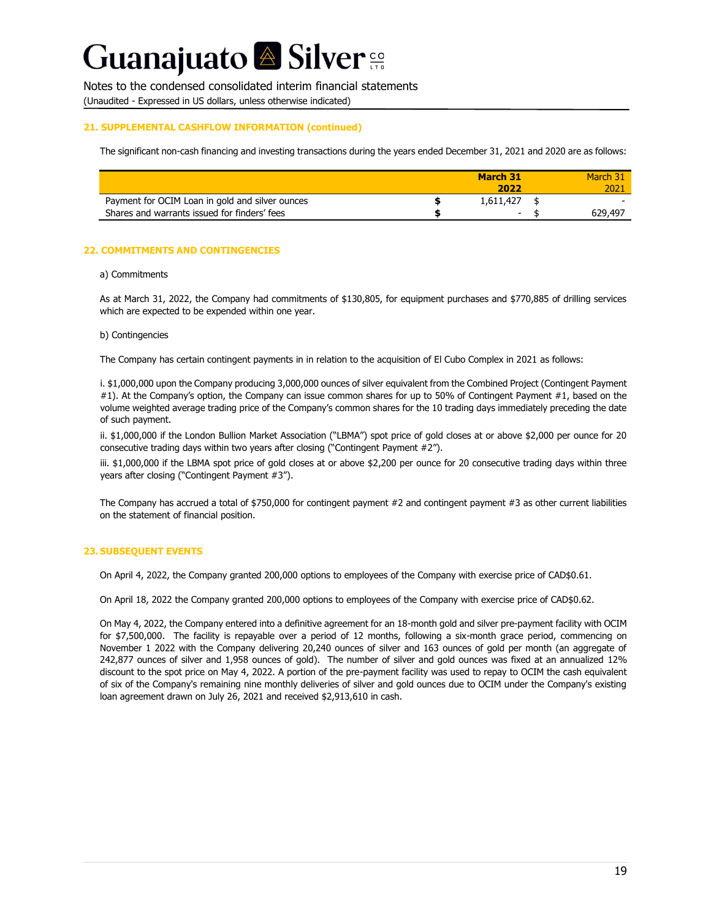Guanajuato Silver CO LTD

Notes to the condensed consolidated interim financial statements

(Unaudited - Expressed in US dollars, unless otherwise indicated)

### 21. SUPPLEMENTAL CASHFLOW INFORMATION (continued)

The significant non-cash financing and investing transactions during the years ended December 31, 2021 and 2020 are as follows:

| | March 31 2022 | March 31 2021 |
|---|---|---|
| Payment for OCIM Loan in gold and silver ounces | $ 1,611,427 | $ - |
| Shares and warrants issued for finders' fees | $ - | $ 629,497 |

### 22. COMMITMENTS AND CONTINGENCIES

a) Commitments

As at March 31, 2022, the Company had commitments of $130,805, for equipment purchases and $770,885 of drilling services which are expected to be expended within one year.

b) Contingencies

The Company has certain contingent payments in in relation to the acquisition of El Cubo Complex in 2021 as follows:

i. $1,000,000 upon the Company producing 3,000,000 ounces of silver equivalent from the Combined Project (Contingent Payment #1). At the Company's option, the Company can issue common shares for up to 50% of Contingent Payment #1, based on the volume weighted average trading price of the Company's common shares for the 10 trading days immediately preceding the date of such payment.

ii. $1,000,000 if the London Bullion Market Association ("LBMA") spot price of gold closes at or above $2,000 per ounce for 20 consecutive trading days within two years after closing ("Contingent Payment #2").

iii. $1,000,000 if the LBMA spot price of gold closes at or above $2,200 per ounce for 20 consecutive trading days within three years after closing ("Contingent Payment #3").

The Company has accrued a total of $750,000 for contingent payment #2 and contingent payment #3 as other current liabilities on the statement of financial position.

### 23. SUBSEQUENT EVENTS

On April 4, 2022, the Company granted 200,000 options to employees of the Company with exercise price of CAD$0.61.

On April 18, 2022 the Company granted 200,000 options to employees of the Company with exercise price of CAD$0.62.

On May 4, 2022, the Company entered into a definitive agreement for an 18-month gold and silver pre-payment facility with OCIM for $7,500,000. The facility is repayable over a period of 12 months, following a six-month grace period, commencing on November 1 2022 with the Company delivering 20,240 ounces of silver and 163 ounces of gold per month (an aggregate of 242,877 ounces of silver and 1,958 ounces of gold). The number of silver and gold ounces was fixed at an annualized 12% discount to the spot price on May 4, 2022. A portion of the pre-payment facility was used to repay to OCIM the cash equivalent of six of the Company's remaining nine monthly deliveries of silver and gold ounces due to OCIM under the Company's existing loan agreement drawn on July 26, 2021 and received $2,913,610 in cash.